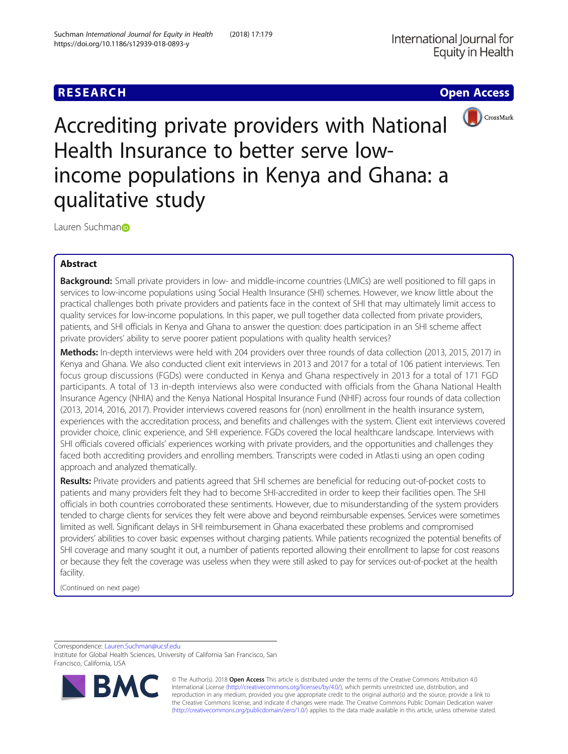RESEARCH

Open Access

# Accrediting private providers with National Health Insurance to better serve low-income populations in Kenya and Ghana: a qualitative study

Lauren Suchman

## Abstract

**Background:** Small private providers in low- and middle-income countries (LMICs) are well positioned to fill gaps in services to low-income populations using Social Health Insurance (SHI) schemes. However, we know little about the practical challenges both private providers and patients face in the context of SHI that may ultimately limit access to quality services for low-income populations. In this paper, we pull together data collected from private providers, patients, and SHI officials in Kenya and Ghana to answer the question: does participation in an SHI scheme affect private providers' ability to serve poorer patient populations with quality health services?

**Methods:** In-depth interviews were held with 204 providers over three rounds of data collection (2013, 2015, 2017) in Kenya and Ghana. We also conducted client exit interviews in 2013 and 2017 for a total of 106 patient interviews. Ten focus group discussions (FGDs) were conducted in Kenya and Ghana respectively in 2013 for a total of 171 FGD participants. A total of 13 in-depth interviews also were conducted with officials from the Ghana National Health Insurance Agency (NHIA) and the Kenya National Hospital Insurance Fund (NHIF) across four rounds of data collection (2013, 2014, 2016, 2017). Provider interviews covered reasons for (non) enrollment in the health insurance system, experiences with the accreditation process, and benefits and challenges with the system. Client exit interviews covered provider choice, clinic experience, and SHI experience. FGDs covered the local healthcare landscape. Interviews with SHI officials covered officials' experiences working with private providers, and the opportunities and challenges they faced both accrediting providers and enrolling members. Transcripts were coded in Atlas.ti using an open coding approach and analyzed thematically.

**Results:** Private providers and patients agreed that SHI schemes are beneficial for reducing out-of-pocket costs to patients and many providers felt they had to become SHI-accredited in order to keep their facilities open. The SHI officials in both countries corroborated these sentiments. However, due to misunderstanding of the system providers tended to charge clients for services they felt were above and beyond reimbursable expenses. Services were sometimes limited as well. Significant delays in SHI reimbursement in Ghana exacerbated these problems and compromised providers' abilities to cover basic expenses without charging patients. While patients recognized the potential benefits of SHI coverage and many sought it out, a number of patients reported allowing their enrollment to lapse for cost reasons or because they felt the coverage was useless when they were still asked to pay for services out-of-pocket at the health facility.

(Continued on next page)

Correspondence: Lauren.Suchman@ucsf.edu
Institute for Global Health Sciences, University of California San Francisco, San Francisco, California, USA

© The Author(s). 2018 **Open Access** This article is distributed under the terms of the Creative Commons Attribution 4.0 International License (http://creativecommons.org/licenses/by/4.0/), which permits unrestricted use, distribution, and reproduction in any medium, provided you give appropriate credit to the original author(s) and the source, provide a link to the Creative Commons license, and indicate if changes were made. The Creative Commons Public Domain Dedication waiver (http://creativecommons.org/publicdomain/zero/1.0/) applies to the data made available in this article, unless otherwise stated.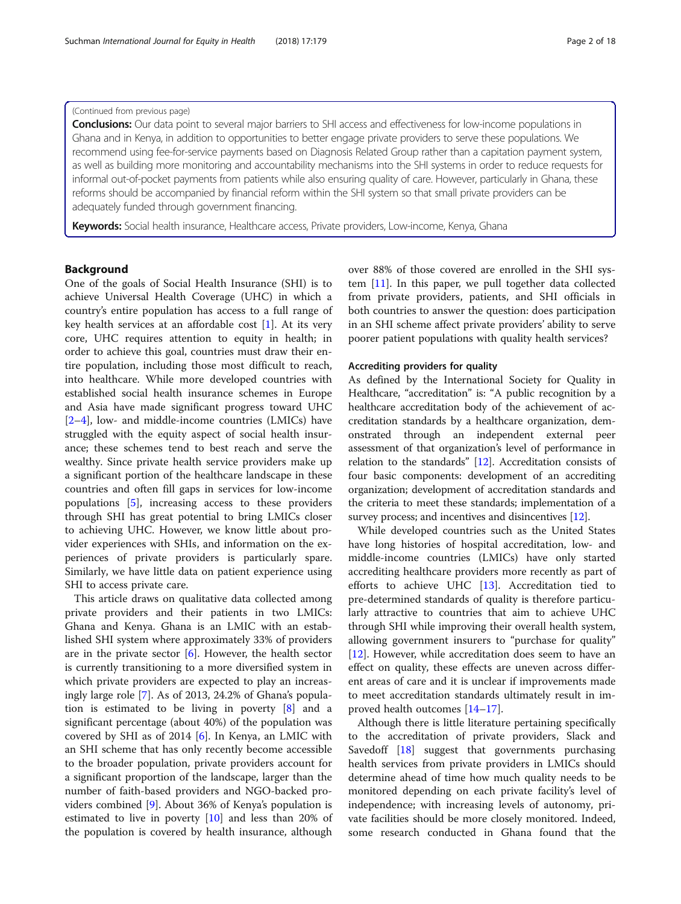(Continued from previous page)

**Conclusions:** Our data point to several major barriers to SHI access and effectiveness for low-income populations in Ghana and in Kenya, in addition to opportunities to better engage private providers to serve these populations. We recommend using fee-for-service payments based on Diagnosis Related Group rather than a capitation payment system, as well as building more monitoring and accountability mechanisms into the SHI systems in order to reduce requests for informal out-of-pocket payments from patients while also ensuring quality of care. However, particularly in Ghana, these reforms should be accompanied by financial reform within the SHI system so that small private providers can be adequately funded through government financing.

**Keywords:** Social health insurance, Healthcare access, Private providers, Low-income, Kenya, Ghana

## Background

One of the goals of Social Health Insurance (SHI) is to achieve Universal Health Coverage (UHC) in which a country's entire population has access to a full range of key health services at an affordable cost [1]. At its very core, UHC requires attention to equity in health; in order to achieve this goal, countries must draw their entire population, including those most difficult to reach, into healthcare. While more developed countries with established social health insurance schemes in Europe and Asia have made significant progress toward UHC [2–4], low- and middle-income countries (LMICs) have struggled with the equity aspect of social health insurance; these schemes tend to best reach and serve the wealthy. Since private health service providers make up a significant portion of the healthcare landscape in these countries and often fill gaps in services for low-income populations [5], increasing access to these providers through SHI has great potential to bring LMICs closer to achieving UHC. However, we know little about provider experiences with SHIs, and information on the experiences of private providers is particularly spare. Similarly, we have little data on patient experience using SHI to access private care.

This article draws on qualitative data collected among private providers and their patients in two LMICs: Ghana and Kenya. Ghana is an LMIC with an established SHI system where approximately 33% of providers are in the private sector [6]. However, the health sector is currently transitioning to a more diversified system in which private providers are expected to play an increasingly large role [7]. As of 2013, 24.2% of Ghana's population is estimated to be living in poverty [8] and a significant percentage (about 40%) of the population was covered by SHI as of 2014 [6]. In Kenya, an LMIC with an SHI scheme that has only recently become accessible to the broader population, private providers account for a significant proportion of the landscape, larger than the number of faith-based providers and NGO-backed providers combined [9]. About 36% of Kenya's population is estimated to live in poverty [10] and less than 20% of the population is covered by health insurance, although over 88% of those covered are enrolled in the SHI system [11]. In this paper, we pull together data collected from private providers, patients, and SHI officials in both countries to answer the question: does participation in an SHI scheme affect private providers' ability to serve poorer patient populations with quality health services?

### Accrediting providers for quality

As defined by the International Society for Quality in Healthcare, "accreditation" is: "A public recognition by a healthcare accreditation body of the achievement of accreditation standards by a healthcare organization, demonstrated through an independent external peer assessment of that organization's level of performance in relation to the standards" [12]. Accreditation consists of four basic components: development of an accrediting organization; development of accreditation standards and the criteria to meet these standards; implementation of a survey process; and incentives and disincentives [12].

While developed countries such as the United States have long histories of hospital accreditation, low- and middle-income countries (LMICs) have only started accrediting healthcare providers more recently as part of efforts to achieve UHC [13]. Accreditation tied to pre-determined standards of quality is therefore particularly attractive to countries that aim to achieve UHC through SHI while improving their overall health system, allowing government insurers to "purchase for quality" [12]. However, while accreditation does seem to have an effect on quality, these effects are uneven across different areas of care and it is unclear if improvements made to meet accreditation standards ultimately result in improved health outcomes [14–17].

Although there is little literature pertaining specifically to the accreditation of private providers, Slack and Savedoff [18] suggest that governments purchasing health services from private providers in LMICs should determine ahead of time how much quality needs to be monitored depending on each private facility's level of independence; with increasing levels of autonomy, private facilities should be more closely monitored. Indeed, some research conducted in Ghana found that the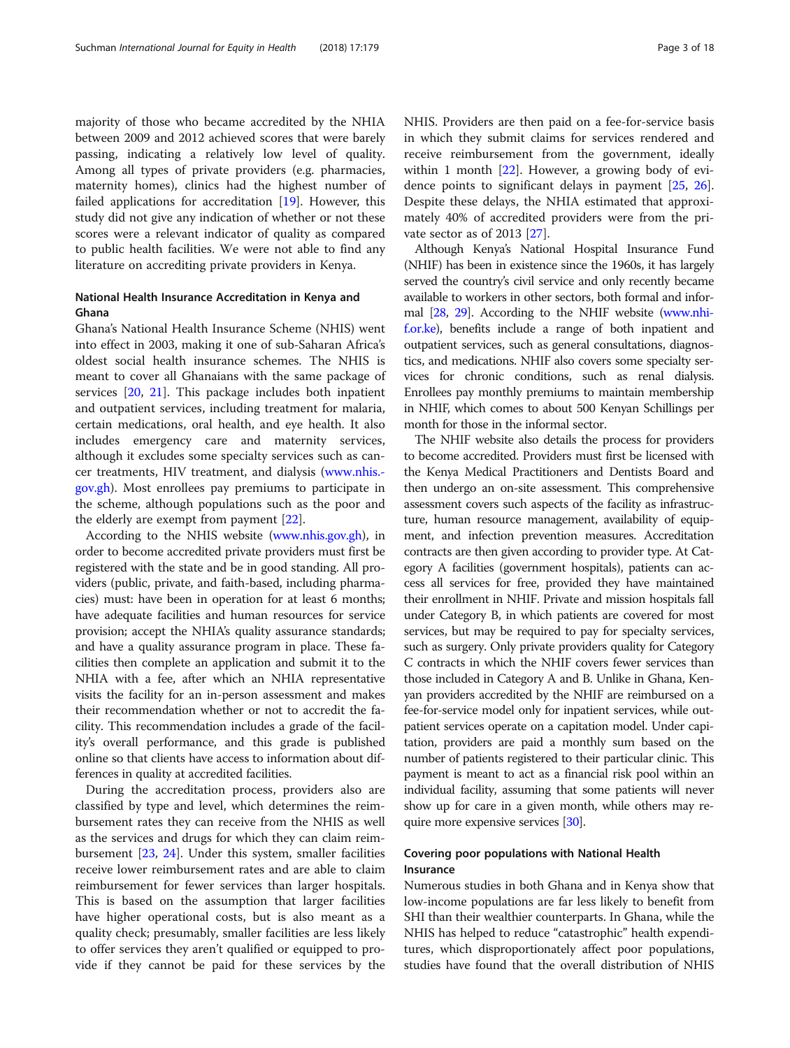majority of those who became accredited by the NHIA between 2009 and 2012 achieved scores that were barely passing, indicating a relatively low level of quality. Among all types of private providers (e.g. pharmacies, maternity homes), clinics had the highest number of failed applications for accreditation [19]. However, this study did not give any indication of whether or not these scores were a relevant indicator of quality as compared to public health facilities. We were not able to find any literature on accrediting private providers in Kenya.

## National Health Insurance Accreditation in Kenya and Ghana

Ghana's National Health Insurance Scheme (NHIS) went into effect in 2003, making it one of sub-Saharan Africa's oldest social health insurance schemes. The NHIS is meant to cover all Ghanaians with the same package of services [20, 21]. This package includes both inpatient and outpatient services, including treatment for malaria, certain medications, oral health, and eye health. It also includes emergency care and maternity services, although it excludes some specialty services such as cancer treatments, HIV treatment, and dialysis (www.nhis.gov.gh). Most enrollees pay premiums to participate in the scheme, although populations such as the poor and the elderly are exempt from payment [22].

According to the NHIS website (www.nhis.gov.gh), in order to become accredited private providers must first be registered with the state and be in good standing. All providers (public, private, and faith-based, including pharmacies) must: have been in operation for at least 6 months; have adequate facilities and human resources for service provision; accept the NHIA's quality assurance standards; and have a quality assurance program in place. These facilities then complete an application and submit it to the NHIA with a fee, after which an NHIA representative visits the facility for an in-person assessment and makes their recommendation whether or not to accredit the facility. This recommendation includes a grade of the facility's overall performance, and this grade is published online so that clients have access to information about differences in quality at accredited facilities.

During the accreditation process, providers also are classified by type and level, which determines the reimbursement rates they can receive from the NHIS as well as the services and drugs for which they can claim reimbursement [23, 24]. Under this system, smaller facilities receive lower reimbursement rates and are able to claim reimbursement for fewer services than larger hospitals. This is based on the assumption that larger facilities have higher operational costs, but is also meant as a quality check; presumably, smaller facilities are less likely to offer services they aren't qualified or equipped to provide if they cannot be paid for these services by the NHIS. Providers are then paid on a fee-for-service basis in which they submit claims for services rendered and receive reimbursement from the government, ideally within 1 month [22]. However, a growing body of evidence points to significant delays in payment [25, 26]. Despite these delays, the NHIA estimated that approximately 40% of accredited providers were from the private sector as of 2013 [27].

Although Kenya's National Hospital Insurance Fund (NHIF) has been in existence since the 1960s, it has largely served the country's civil service and only recently became available to workers in other sectors, both formal and informal [28, 29]. According to the NHIF website (www.nhif.or.ke), benefits include a range of both inpatient and outpatient services, such as general consultations, diagnostics, and medications. NHIF also covers some specialty services for chronic conditions, such as renal dialysis. Enrollees pay monthly premiums to maintain membership in NHIF, which comes to about 500 Kenyan Schillings per month for those in the informal sector.

The NHIF website also details the process for providers to become accredited. Providers must first be licensed with the Kenya Medical Practitioners and Dentists Board and then undergo an on-site assessment. This comprehensive assessment covers such aspects of the facility as infrastructure, human resource management, availability of equipment, and infection prevention measures. Accreditation contracts are then given according to provider type. At Category A facilities (government hospitals), patients can access all services for free, provided they have maintained their enrollment in NHIF. Private and mission hospitals fall under Category B, in which patients are covered for most services, but may be required to pay for specialty services, such as surgery. Only private providers quality for Category C contracts in which the NHIF covers fewer services than those included in Category A and B. Unlike in Ghana, Kenyan providers accredited by the NHIF are reimbursed on a fee-for-service model only for inpatient services, while outpatient services operate on a capitation model. Under capitation, providers are paid a monthly sum based on the number of patients registered to their particular clinic. This payment is meant to act as a financial risk pool within an individual facility, assuming that some patients will never show up for care in a given month, while others may require more expensive services [30].

## Covering poor populations with National Health Insurance

Numerous studies in both Ghana and in Kenya show that low-income populations are far less likely to benefit from SHI than their wealthier counterparts. In Ghana, while the NHIS has helped to reduce "catastrophic" health expenditures, which disproportionately affect poor populations, studies have found that the overall distribution of NHIS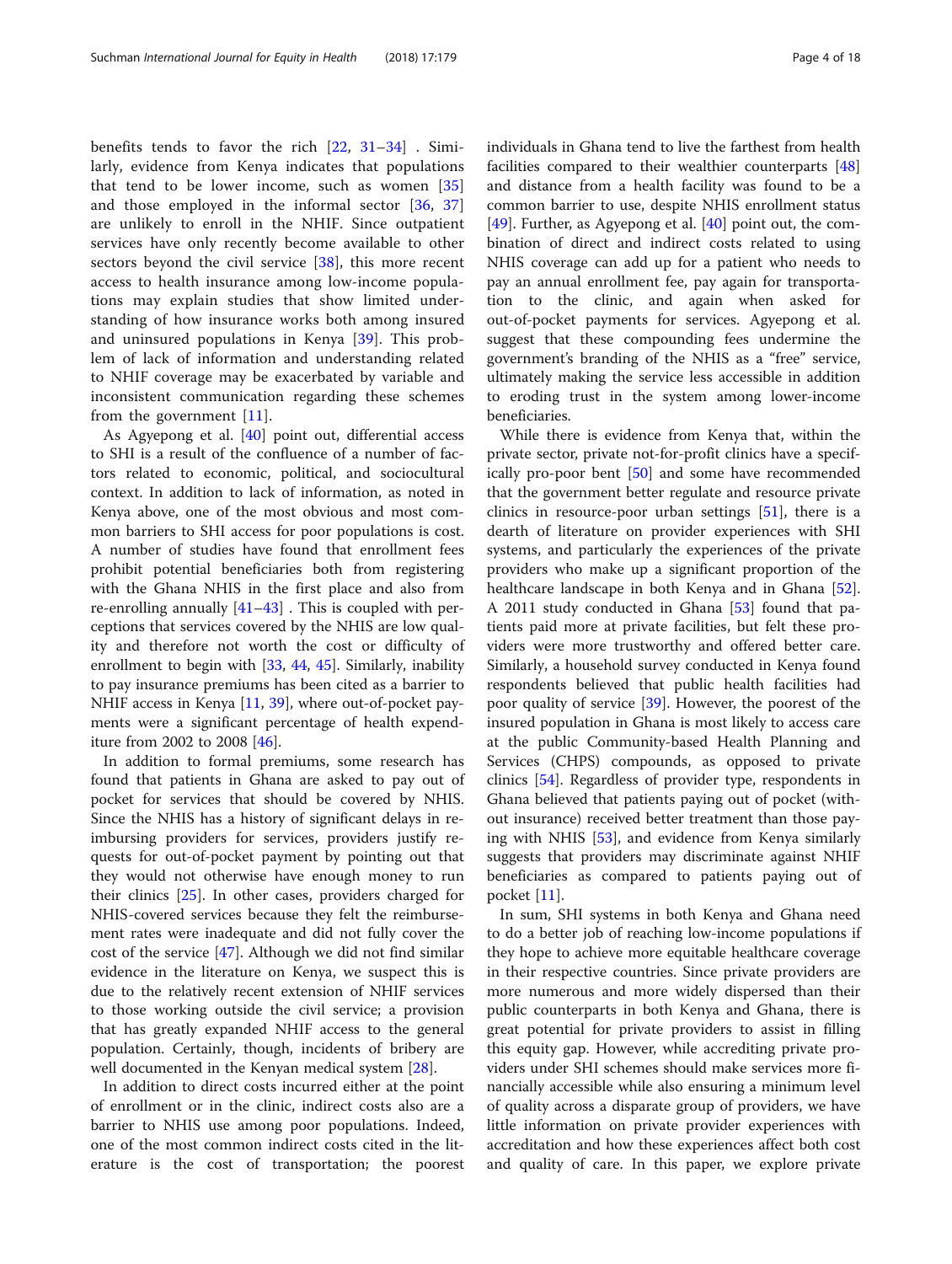benefits tends to favor the rich [22, 31–34] . Similarly, evidence from Kenya indicates that populations that tend to be lower income, such as women [35] and those employed in the informal sector [36, 37] are unlikely to enroll in the NHIF. Since outpatient services have only recently become available to other sectors beyond the civil service [38], this more recent access to health insurance among low-income populations may explain studies that show limited understanding of how insurance works both among insured and uninsured populations in Kenya [39]. This problem of lack of information and understanding related to NHIF coverage may be exacerbated by variable and inconsistent communication regarding these schemes from the government [11].

As Agyepong et al. [40] point out, differential access to SHI is a result of the confluence of a number of factors related to economic, political, and sociocultural context. In addition to lack of information, as noted in Kenya above, one of the most obvious and most common barriers to SHI access for poor populations is cost. A number of studies have found that enrollment fees prohibit potential beneficiaries both from registering with the Ghana NHIS in the first place and also from re-enrolling annually [41–43] . This is coupled with perceptions that services covered by the NHIS are low quality and therefore not worth the cost or difficulty of enrollment to begin with [33, 44, 45]. Similarly, inability to pay insurance premiums has been cited as a barrier to NHIF access in Kenya [11, 39], where out-of-pocket payments were a significant percentage of health expenditure from 2002 to 2008 [46].

In addition to formal premiums, some research has found that patients in Ghana are asked to pay out of pocket for services that should be covered by NHIS. Since the NHIS has a history of significant delays in reimbursing providers for services, providers justify requests for out-of-pocket payment by pointing out that they would not otherwise have enough money to run their clinics [25]. In other cases, providers charged for NHIS-covered services because they felt the reimbursement rates were inadequate and did not fully cover the cost of the service [47]. Although we did not find similar evidence in the literature on Kenya, we suspect this is due to the relatively recent extension of NHIF services to those working outside the civil service; a provision that has greatly expanded NHIF access to the general population. Certainly, though, incidents of bribery are well documented in the Kenyan medical system [28].

In addition to direct costs incurred either at the point of enrollment or in the clinic, indirect costs also are a barrier to NHIS use among poor populations. Indeed, one of the most common indirect costs cited in the literature is the cost of transportation; the poorest individuals in Ghana tend to live the farthest from health facilities compared to their wealthier counterparts [48] and distance from a health facility was found to be a common barrier to use, despite NHIS enrollment status [49]. Further, as Agyepong et al. [40] point out, the combination of direct and indirect costs related to using NHIS coverage can add up for a patient who needs to pay an annual enrollment fee, pay again for transportation to the clinic, and again when asked for out-of-pocket payments for services. Agyepong et al. suggest that these compounding fees undermine the government's branding of the NHIS as a "free" service, ultimately making the service less accessible in addition to eroding trust in the system among lower-income beneficiaries.

While there is evidence from Kenya that, within the private sector, private not-for-profit clinics have a specifically pro-poor bent [50] and some have recommended that the government better regulate and resource private clinics in resource-poor urban settings [51], there is a dearth of literature on provider experiences with SHI systems, and particularly the experiences of the private providers who make up a significant proportion of the healthcare landscape in both Kenya and in Ghana [52]. A 2011 study conducted in Ghana [53] found that patients paid more at private facilities, but felt these providers were more trustworthy and offered better care. Similarly, a household survey conducted in Kenya found respondents believed that public health facilities had poor quality of service [39]. However, the poorest of the insured population in Ghana is most likely to access care at the public Community-based Health Planning and Services (CHPS) compounds, as opposed to private clinics [54]. Regardless of provider type, respondents in Ghana believed that patients paying out of pocket (without insurance) received better treatment than those paying with NHIS [53], and evidence from Kenya similarly suggests that providers may discriminate against NHIF beneficiaries as compared to patients paying out of pocket [11].

In sum, SHI systems in both Kenya and Ghana need to do a better job of reaching low-income populations if they hope to achieve more equitable healthcare coverage in their respective countries. Since private providers are more numerous and more widely dispersed than their public counterparts in both Kenya and Ghana, there is great potential for private providers to assist in filling this equity gap. However, while accrediting private providers under SHI schemes should make services more financially accessible while also ensuring a minimum level of quality across a disparate group of providers, we have little information on private provider experiences with accreditation and how these experiences affect both cost and quality of care. In this paper, we explore private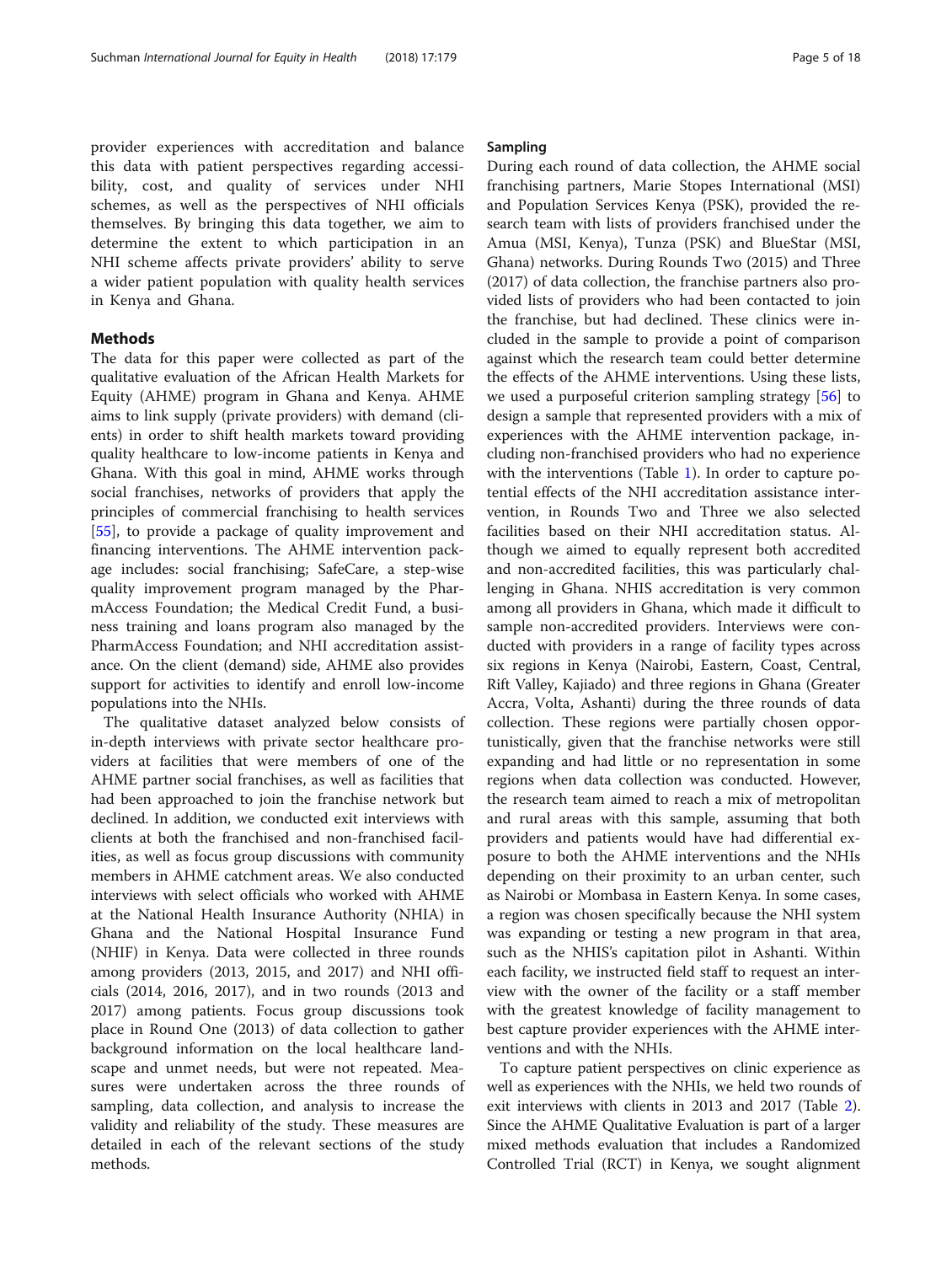provider experiences with accreditation and balance this data with patient perspectives regarding accessibility, cost, and quality of services under NHI schemes, as well as the perspectives of NHI officials themselves. By bringing this data together, we aim to determine the extent to which participation in an NHI scheme affects private providers' ability to serve a wider patient population with quality health services in Kenya and Ghana.

## Methods

The data for this paper were collected as part of the qualitative evaluation of the African Health Markets for Equity (AHME) program in Ghana and Kenya. AHME aims to link supply (private providers) with demand (clients) in order to shift health markets toward providing quality healthcare to low-income patients in Kenya and Ghana. With this goal in mind, AHME works through social franchises, networks of providers that apply the principles of commercial franchising to health services [55], to provide a package of quality improvement and financing interventions. The AHME intervention package includes: social franchising; SafeCare, a step-wise quality improvement program managed by the PharmAccess Foundation; the Medical Credit Fund, a business training and loans program also managed by the PharmAccess Foundation; and NHI accreditation assistance. On the client (demand) side, AHME also provides support for activities to identify and enroll low-income populations into the NHIs.

The qualitative dataset analyzed below consists of in-depth interviews with private sector healthcare providers at facilities that were members of one of the AHME partner social franchises, as well as facilities that had been approached to join the franchise network but declined. In addition, we conducted exit interviews with clients at both the franchised and non-franchised facilities, as well as focus group discussions with community members in AHME catchment areas. We also conducted interviews with select officials who worked with AHME at the National Health Insurance Authority (NHIA) in Ghana and the National Hospital Insurance Fund (NHIF) in Kenya. Data were collected in three rounds among providers (2013, 2015, and 2017) and NHI officials (2014, 2016, 2017), and in two rounds (2013 and 2017) among patients. Focus group discussions took place in Round One (2013) of data collection to gather background information on the local healthcare landscape and unmet needs, but were not repeated. Measures were undertaken across the three rounds of sampling, data collection, and analysis to increase the validity and reliability of the study. These measures are detailed in each of the relevant sections of the study methods.

### Sampling

During each round of data collection, the AHME social franchising partners, Marie Stopes International (MSI) and Population Services Kenya (PSK), provided the research team with lists of providers franchised under the Amua (MSI, Kenya), Tunza (PSK) and BlueStar (MSI, Ghana) networks. During Rounds Two (2015) and Three (2017) of data collection, the franchise partners also provided lists of providers who had been contacted to join the franchise, but had declined. These clinics were included in the sample to provide a point of comparison against which the research team could better determine the effects of the AHME interventions. Using these lists, we used a purposeful criterion sampling strategy [56] to design a sample that represented providers with a mix of experiences with the AHME intervention package, including non-franchised providers who had no experience with the interventions (Table 1). In order to capture potential effects of the NHI accreditation assistance intervention, in Rounds Two and Three we also selected facilities based on their NHI accreditation status. Although we aimed to equally represent both accredited and non-accredited facilities, this was particularly challenging in Ghana. NHIS accreditation is very common among all providers in Ghana, which made it difficult to sample non-accredited providers. Interviews were conducted with providers in a range of facility types across six regions in Kenya (Nairobi, Eastern, Coast, Central, Rift Valley, Kajiado) and three regions in Ghana (Greater Accra, Volta, Ashanti) during the three rounds of data collection. These regions were partially chosen opportunistically, given that the franchise networks were still expanding and had little or no representation in some regions when data collection was conducted. However, the research team aimed to reach a mix of metropolitan and rural areas with this sample, assuming that both providers and patients would have had differential exposure to both the AHME interventions and the NHIs depending on their proximity to an urban center, such as Nairobi or Mombasa in Eastern Kenya. In some cases, a region was chosen specifically because the NHI system was expanding or testing a new program in that area, such as the NHIS's capitation pilot in Ashanti. Within each facility, we instructed field staff to request an interview with the owner of the facility or a staff member with the greatest knowledge of facility management to best capture provider experiences with the AHME interventions and with the NHIs.

To capture patient perspectives on clinic experience as well as experiences with the NHIs, we held two rounds of exit interviews with clients in 2013 and 2017 (Table 2). Since the AHME Qualitative Evaluation is part of a larger mixed methods evaluation that includes a Randomized Controlled Trial (RCT) in Kenya, we sought alignment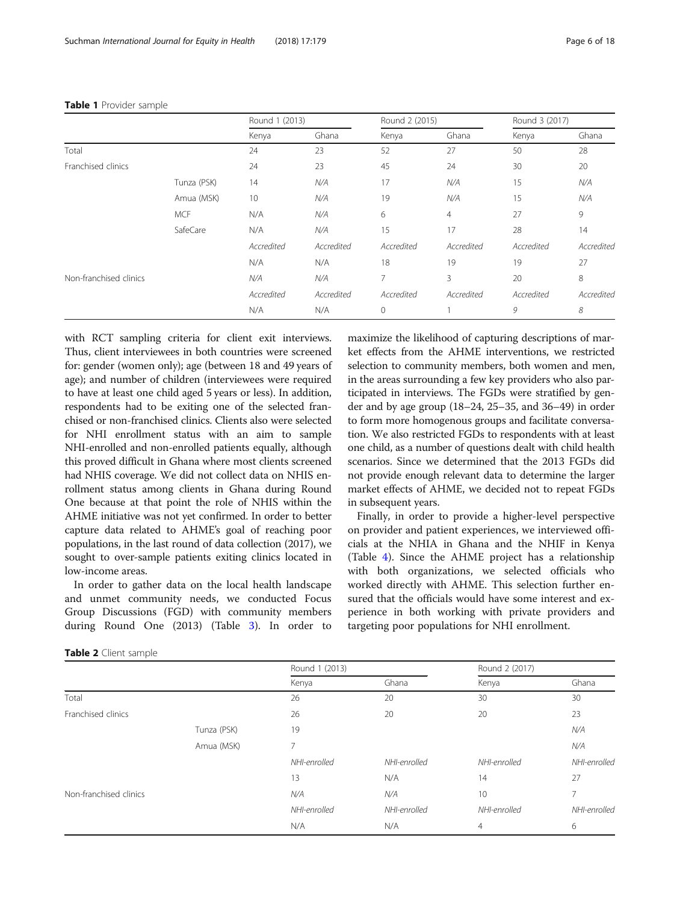**Table 1** Provider sample

| | | Round 1 (2013) | | Round 2 (2015) | | Round 3 (2017) | |
|---|---|---|---|---|---|---|---|
| | | Kenya | Ghana | Kenya | Ghana | Kenya | Ghana |
| Total | | 24 | 23 | 52 | 27 | 50 | 28 |
| Franchised clinics | | 24 | 23 | 45 | 24 | 30 | 20 |
| | Tunza (PSK) | 14 | *N/A* | 17 | *N/A* | 15 | *N/A* |
| | Amua (MSK) | 10 | *N/A* | 19 | *N/A* | 15 | *N/A* |
| | MCF | N/A | *N/A* | 6 | 4 | 27 | 9 |
| | SafeCare | N/A | *N/A* | 15 | 17 | 28 | 14 |
| | | *Accredited* | *Accredited* | *Accredited* | *Accredited* | *Accredited* | *Accredited* |
| | | N/A | N/A | 18 | 19 | 19 | 27 |
| Non-franchised clinics | | *N/A* | *N/A* | 7 | 3 | 20 | 8 |
| | | *Accredited* | *Accredited* | *Accredited* | *Accredited* | *Accredited* | *Accredited* |
| | | N/A | N/A | 0 | 1 | 9 | 8 |

with RCT sampling criteria for client exit interviews. Thus, client interviewees in both countries were screened for: gender (women only); age (between 18 and 49 years of age); and number of children (interviewees were required to have at least one child aged 5 years or less). In addition, respondents had to be exiting one of the selected franchised or non-franchised clinics. Clients also were selected for NHI enrollment status with an aim to sample NHI-enrolled and non-enrolled patients equally, although this proved difficult in Ghana where most clients screened had NHIS coverage. We did not collect data on NHIS enrollment status among clients in Ghana during Round One because at that point the role of NHIS within the AHME initiative was not yet confirmed. In order to better capture data related to AHME's goal of reaching poor populations, in the last round of data collection (2017), we sought to over-sample patients exiting clinics located in low-income areas.

In order to gather data on the local health landscape and unmet community needs, we conducted Focus Group Discussions (FGD) with community members during Round One (2013) (Table 3). In order to maximize the likelihood of capturing descriptions of market effects from the AHME interventions, we restricted selection to community members, both women and men, in the areas surrounding a few key providers who also participated in interviews. The FGDs were stratified by gender and by age group (18–24, 25–35, and 36–49) in order to form more homogenous groups and facilitate conversation. We also restricted FGDs to respondents with at least one child, as a number of questions dealt with child health scenarios. Since we determined that the 2013 FGDs did not provide enough relevant data to determine the larger market effects of AHME, we decided not to repeat FGDs in subsequent years.

Finally, in order to provide a higher-level perspective on provider and patient experiences, we interviewed officials at the NHIA in Ghana and the NHIF in Kenya (Table 4). Since the AHME project has a relationship with both organizations, we selected officials who worked directly with AHME. This selection further ensured that the officials would have some interest and experience in both working with private providers and targeting poor populations for NHI enrollment.

**Table 2** Client sample

| | | Round 1 (2013) | | Round 2 (2017) | |
|---|---|---|---|---|---|
| | | Kenya | Ghana | Kenya | Ghana |
| Total | | 26 | 20 | 30 | 30 |
| Franchised clinics | | 26 | 20 | 20 | 23 |
| | Tunza (PSK) | 19 | | | *N/A* |
| | Amua (MSK) | 7 | | | *N/A* |
| | | *NHI-enrolled* | *NHI-enrolled* | *NHI-enrolled* | *NHI-enrolled* |
| | | 13 | N/A | 14 | 27 |
| Non-franchised clinics | | *N/A* | *N/A* | 10 | 7 |
| | | *NHI-enrolled* | *NHI-enrolled* | *NHI-enrolled* | *NHI-enrolled* |
| | | N/A | N/A | 4 | 6 |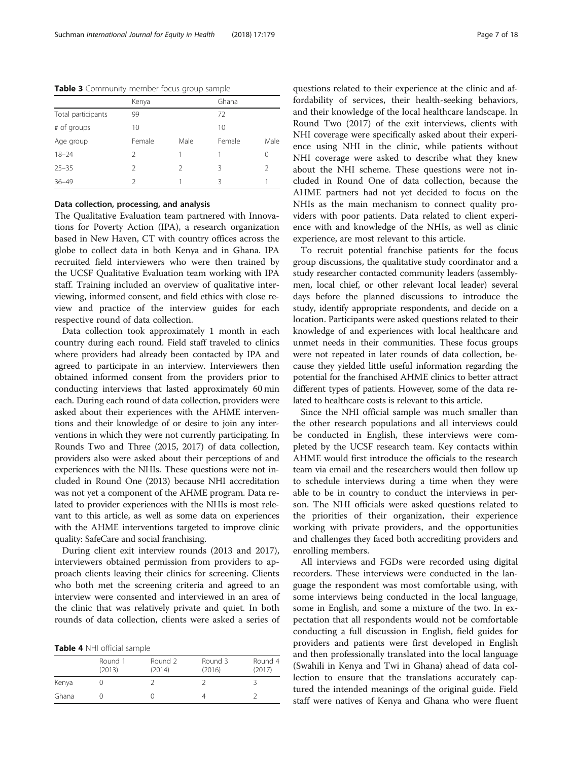**Table 3** Community member focus group sample

| | Kenya | | Ghana | |
|---|---|---|---|---|
| Total participants | 99 | | 72 | |
| # of groups | 10 | | 10 | |
| Age group | Female | Male | Female | Male |
| 18–24 | 2 | 1 | 1 | 0 |
| 25–35 | 2 | 2 | 3 | 2 |
| 36–49 | 2 | 1 | 3 | 1 |

### Data collection, processing, and analysis

The Qualitative Evaluation team partnered with Innovations for Poverty Action (IPA), a research organization based in New Haven, CT with country offices across the globe to collect data in both Kenya and in Ghana. IPA recruited field interviewers who were then trained by the UCSF Qualitative Evaluation team working with IPA staff. Training included an overview of qualitative interviewing, informed consent, and field ethics with close review and practice of the interview guides for each respective round of data collection.

Data collection took approximately 1 month in each country during each round. Field staff traveled to clinics where providers had already been contacted by IPA and agreed to participate in an interview. Interviewers then obtained informed consent from the providers prior to conducting interviews that lasted approximately 60 min each. During each round of data collection, providers were asked about their experiences with the AHME interventions and their knowledge of or desire to join any interventions in which they were not currently participating. In Rounds Two and Three (2015, 2017) of data collection, providers also were asked about their perceptions of and experiences with the NHIs. These questions were not included in Round One (2013) because NHI accreditation was not yet a component of the AHME program. Data related to provider experiences with the NHIs is most relevant to this article, as well as some data on experiences with the AHME interventions targeted to improve clinic quality: SafeCare and social franchising.

During client exit interview rounds (2013 and 2017), interviewers obtained permission from providers to approach clients leaving their clinics for screening. Clients who both met the screening criteria and agreed to an interview were consented and interviewed in an area of the clinic that was relatively private and quiet. In both rounds of data collection, clients were asked a series of questions related to their experience at the clinic and affordability of services, their health-seeking behaviors, and their knowledge of the local healthcare landscape. In Round Two (2017) of the exit interviews, clients with NHI coverage were specifically asked about their experience using NHI in the clinic, while patients without NHI coverage were asked to describe what they knew about the NHI scheme. These questions were not included in Round One of data collection, because the AHME partners had not yet decided to focus on the NHIs as the main mechanism to connect quality providers with poor patients. Data related to client experience with and knowledge of the NHIs, as well as clinic experience, are most relevant to this article.

**Table 4** NHI official sample

| | Round 1 (2013) | Round 2 (2014) | Round 3 (2016) | Round 4 (2017) |
|---|---|---|---|---|
| Kenya | 0 | 2 | 2 | 3 |
| Ghana | 0 | 0 | 4 | 2 |

To recruit potential franchise patients for the focus group discussions, the qualitative study coordinator and a study researcher contacted community leaders (assemblymen, local chief, or other relevant local leader) several days before the planned discussions to introduce the study, identify appropriate respondents, and decide on a location. Participants were asked questions related to their knowledge of and experiences with local healthcare and unmet needs in their communities. These focus groups were not repeated in later rounds of data collection, because they yielded little useful information regarding the potential for the franchised AHME clinics to better attract different types of patients. However, some of the data related to healthcare costs is relevant to this article.

Since the NHI official sample was much smaller than the other research populations and all interviews could be conducted in English, these interviews were completed by the UCSF research team. Key contacts within AHME would first introduce the officials to the research team via email and the researchers would then follow up to schedule interviews during a time when they were able to be in country to conduct the interviews in person. The NHI officials were asked questions related to the priorities of their organization, their experience working with private providers, and the opportunities and challenges they faced both accrediting providers and enrolling members.

All interviews and FGDs were recorded using digital recorders. These interviews were conducted in the language the respondent was most comfortable using, with some interviews being conducted in the local language, some in English, and some a mixture of the two. In expectation that all respondents would not be comfortable conducting a full discussion in English, field guides for providers and patients were first developed in English and then professionally translated into the local language (Swahili in Kenya and Twi in Ghana) ahead of data collection to ensure that the translations accurately captured the intended meanings of the original guide. Field staff were natives of Kenya and Ghana who were fluent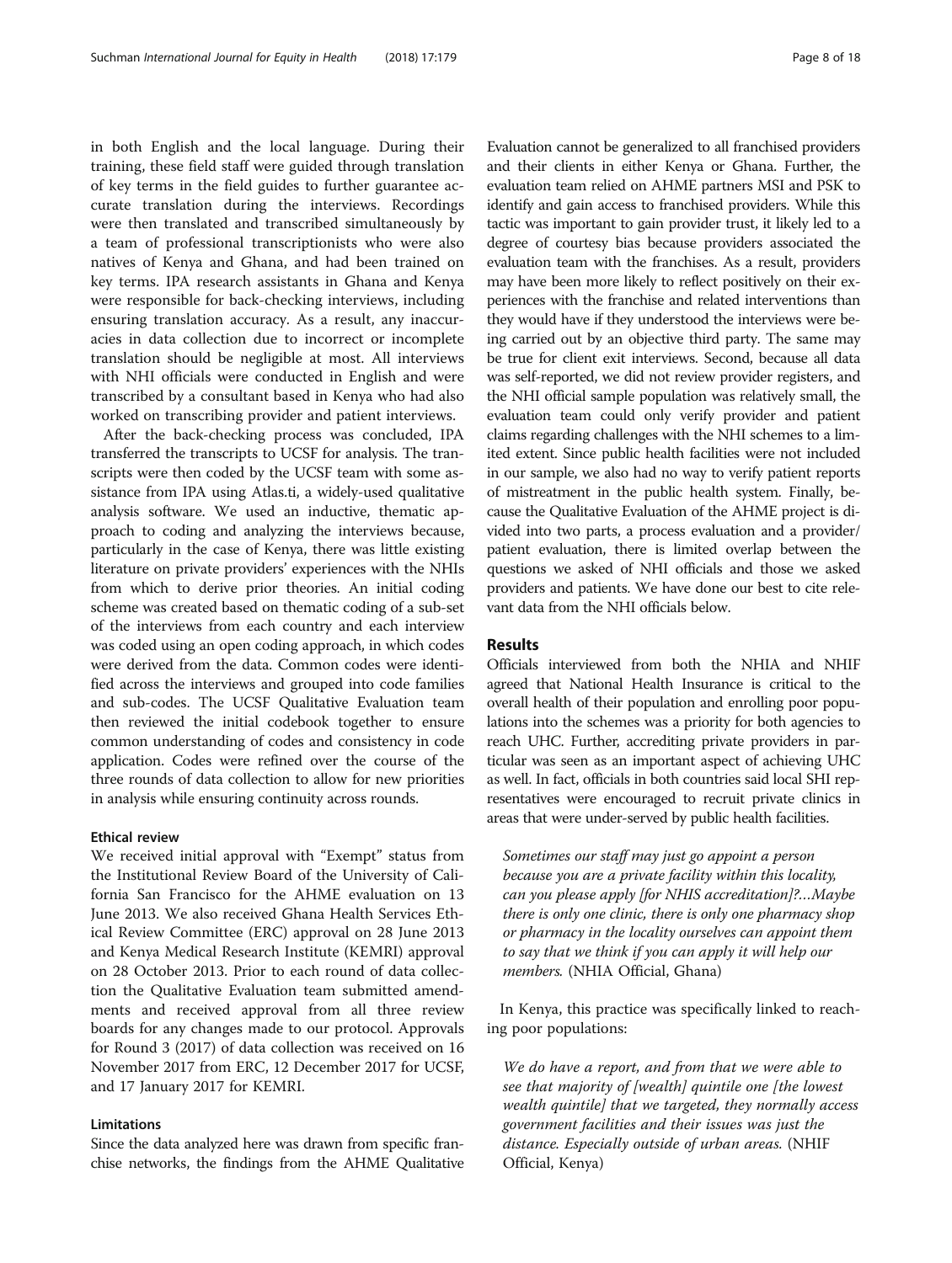in both English and the local language. During their training, these field staff were guided through translation of key terms in the field guides to further guarantee accurate translation during the interviews. Recordings were then translated and transcribed simultaneously by a team of professional transcriptionists who were also natives of Kenya and Ghana, and had been trained on key terms. IPA research assistants in Ghana and Kenya were responsible for back-checking interviews, including ensuring translation accuracy. As a result, any inaccuracies in data collection due to incorrect or incomplete translation should be negligible at most. All interviews with NHI officials were conducted in English and were transcribed by a consultant based in Kenya who had also worked on transcribing provider and patient interviews.

After the back-checking process was concluded, IPA transferred the transcripts to UCSF for analysis. The transcripts were then coded by the UCSF team with some assistance from IPA using Atlas.ti, a widely-used qualitative analysis software. We used an inductive, thematic approach to coding and analyzing the interviews because, particularly in the case of Kenya, there was little existing literature on private providers' experiences with the NHIs from which to derive prior theories. An initial coding scheme was created based on thematic coding of a sub-set of the interviews from each country and each interview was coded using an open coding approach, in which codes were derived from the data. Common codes were identified across the interviews and grouped into code families and sub-codes. The UCSF Qualitative Evaluation team then reviewed the initial codebook together to ensure common understanding of codes and consistency in code application. Codes were refined over the course of the three rounds of data collection to allow for new priorities in analysis while ensuring continuity across rounds.

### Ethical review

We received initial approval with "Exempt" status from the Institutional Review Board of the University of California San Francisco for the AHME evaluation on 13 June 2013. We also received Ghana Health Services Ethical Review Committee (ERC) approval on 28 June 2013 and Kenya Medical Research Institute (KEMRI) approval on 28 October 2013. Prior to each round of data collection the Qualitative Evaluation team submitted amendments and received approval from all three review boards for any changes made to our protocol. Approvals for Round 3 (2017) of data collection was received on 16 November 2017 from ERC, 12 December 2017 for UCSF, and 17 January 2017 for KEMRI.

### Limitations

Since the data analyzed here was drawn from specific franchise networks, the findings from the AHME Qualitative Evaluation cannot be generalized to all franchised providers and their clients in either Kenya or Ghana. Further, the evaluation team relied on AHME partners MSI and PSK to identify and gain access to franchised providers. While this tactic was important to gain provider trust, it likely led to a degree of courtesy bias because providers associated the evaluation team with the franchises. As a result, providers may have been more likely to reflect positively on their experiences with the franchise and related interventions than they would have if they understood the interviews were being carried out by an objective third party. The same may be true for client exit interviews. Second, because all data was self-reported, we did not review provider registers, and the NHI official sample population was relatively small, the evaluation team could only verify provider and patient claims regarding challenges with the NHI schemes to a limited extent. Since public health facilities were not included in our sample, we also had no way to verify patient reports of mistreatment in the public health system. Finally, because the Qualitative Evaluation of the AHME project is divided into two parts, a process evaluation and a provider/patient evaluation, there is limited overlap between the questions we asked of NHI officials and those we asked providers and patients. We have done our best to cite relevant data from the NHI officials below.

## Results

Officials interviewed from both the NHIA and NHIF agreed that National Health Insurance is critical to the overall health of their population and enrolling poor populations into the schemes was a priority for both agencies to reach UHC. Further, accrediting private providers in particular was seen as an important aspect of achieving UHC as well. In fact, officials in both countries said local SHI representatives were encouraged to recruit private clinics in areas that were under-served by public health facilities.

> *Sometimes our staff may just go appoint a person because you are a private facility within this locality, can you please apply [for NHIS accreditation]?…Maybe there is only one clinic, there is only one pharmacy shop or pharmacy in the locality ourselves can appoint them to say that we think if you can apply it will help our members.* (NHIA Official, Ghana)

In Kenya, this practice was specifically linked to reaching poor populations:

> *We do have a report, and from that we were able to see that majority of [wealth] quintile one [the lowest wealth quintile] that we targeted, they normally access government facilities and their issues was just the distance. Especially outside of urban areas.* (NHIF Official, Kenya)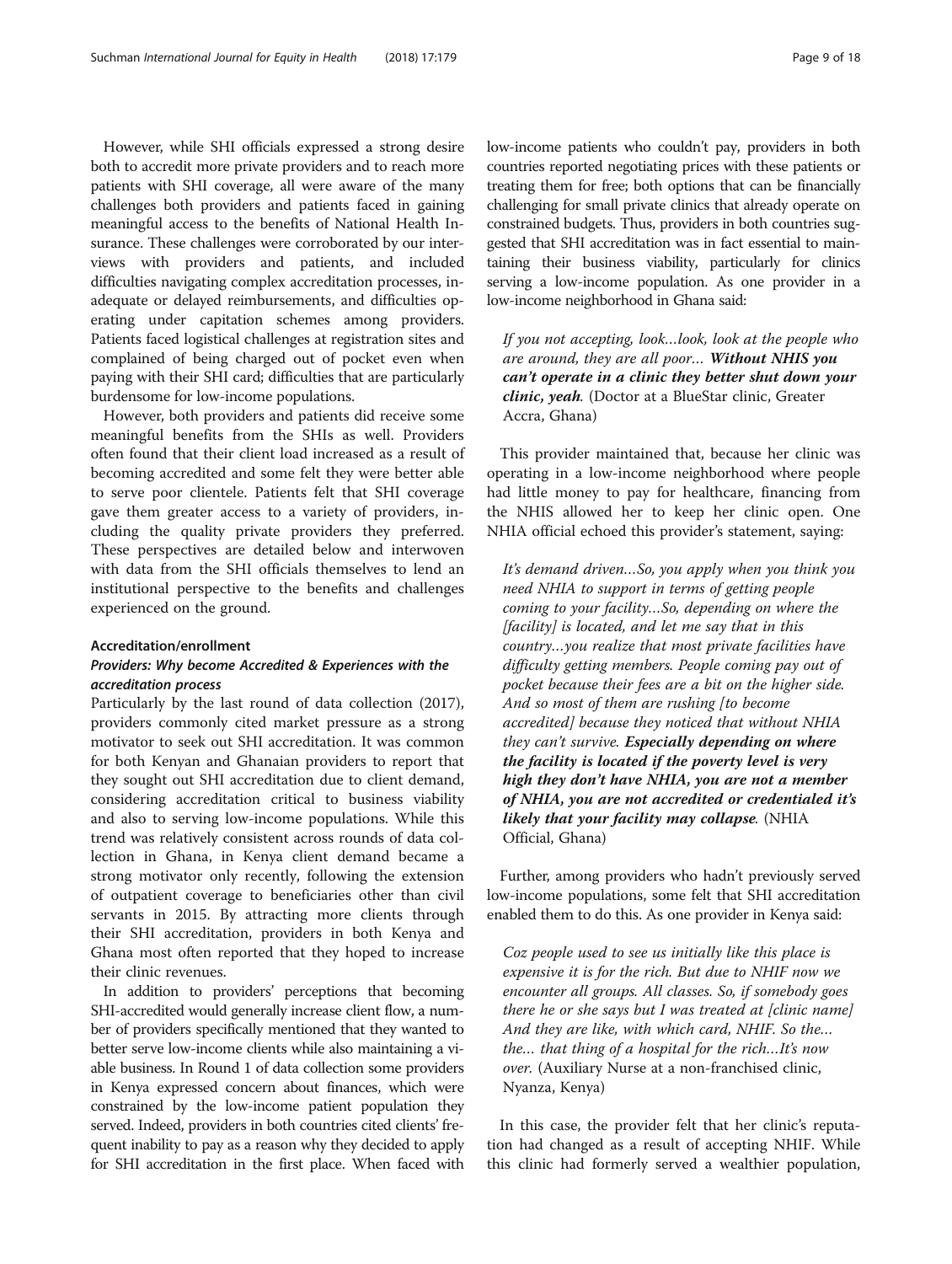However, while SHI officials expressed a strong desire both to accredit more private providers and to reach more patients with SHI coverage, all were aware of the many challenges both providers and patients faced in gaining meaningful access to the benefits of National Health Insurance. These challenges were corroborated by our interviews with providers and patients, and included difficulties navigating complex accreditation processes, inadequate or delayed reimbursements, and difficulties operating under capitation schemes among providers. Patients faced logistical challenges at registration sites and complained of being charged out of pocket even when paying with their SHI card; difficulties that are particularly burdensome for low-income populations.

However, both providers and patients did receive some meaningful benefits from the SHIs as well. Providers often found that their client load increased as a result of becoming accredited and some felt they were better able to serve poor clientele. Patients felt that SHI coverage gave them greater access to a variety of providers, including the quality private providers they preferred. These perspectives are detailed below and interwoven with data from the SHI officials themselves to lend an institutional perspective to the benefits and challenges experienced on the ground.

#### Accreditation/enrollment

##### *Providers: Why become Accredited & Experiences with the accreditation process*

Particularly by the last round of data collection (2017), providers commonly cited market pressure as a strong motivator to seek out SHI accreditation. It was common for both Kenyan and Ghanaian providers to report that they sought out SHI accreditation due to client demand, considering accreditation critical to business viability and also to serving low-income populations. While this trend was relatively consistent across rounds of data collection in Ghana, in Kenya client demand became a strong motivator only recently, following the extension of outpatient coverage to beneficiaries other than civil servants in 2015. By attracting more clients through their SHI accreditation, providers in both Kenya and Ghana most often reported that they hoped to increase their clinic revenues.

In addition to providers' perceptions that becoming SHI-accredited would generally increase client flow, a number of providers specifically mentioned that they wanted to better serve low-income clients while also maintaining a viable business. In Round 1 of data collection some providers in Kenya expressed concern about finances, which were constrained by the low-income patient population they served. Indeed, providers in both countries cited clients' frequent inability to pay as a reason why they decided to apply for SHI accreditation in the first place. When faced with low-income patients who couldn't pay, providers in both countries reported negotiating prices with these patients or treating them for free; both options that can be financially challenging for small private clinics that already operate on constrained budgets. Thus, providers in both countries suggested that SHI accreditation was in fact essential to maintaining their business viability, particularly for clinics serving a low-income population. As one provider in a low-income neighborhood in Ghana said:

> *If you not accepting, look…look, look at the people who are around, they are all poor… **Without NHIS you can't operate in a clinic they better shut down your clinic, yeah**.* (Doctor at a BlueStar clinic, Greater Accra, Ghana)

This provider maintained that, because her clinic was operating in a low-income neighborhood where people had little money to pay for healthcare, financing from the NHIS allowed her to keep her clinic open. One NHIA official echoed this provider's statement, saying:

> *It's demand driven…So, you apply when you think you need NHIA to support in terms of getting people coming to your facility…So, depending on where the [facility] is located, and let me say that in this country…you realize that most private facilities have difficulty getting members. People coming pay out of pocket because their fees are a bit on the higher side. And so most of them are rushing [to become accredited] because they noticed that without NHIA they can't survive. **Especially depending on where the facility is located if the poverty level is very high they don't have NHIA, you are not a member of NHIA, you are not accredited or credentialed it's likely that your facility may collapse**.* (NHIA Official, Ghana)

Further, among providers who hadn't previously served low-income populations, some felt that SHI accreditation enabled them to do this. As one provider in Kenya said:

> *Coz people used to see us initially like this place is expensive it is for the rich. But due to NHIF now we encounter all groups. All classes. So, if somebody goes there he or she says but I was treated at [clinic name] And they are like, with which card, NHIF. So the… the… that thing of a hospital for the rich…It's now over.* (Auxiliary Nurse at a non-franchised clinic, Nyanza, Kenya)

In this case, the provider felt that her clinic's reputation had changed as a result of accepting NHIF. While this clinic had formerly served a wealthier population,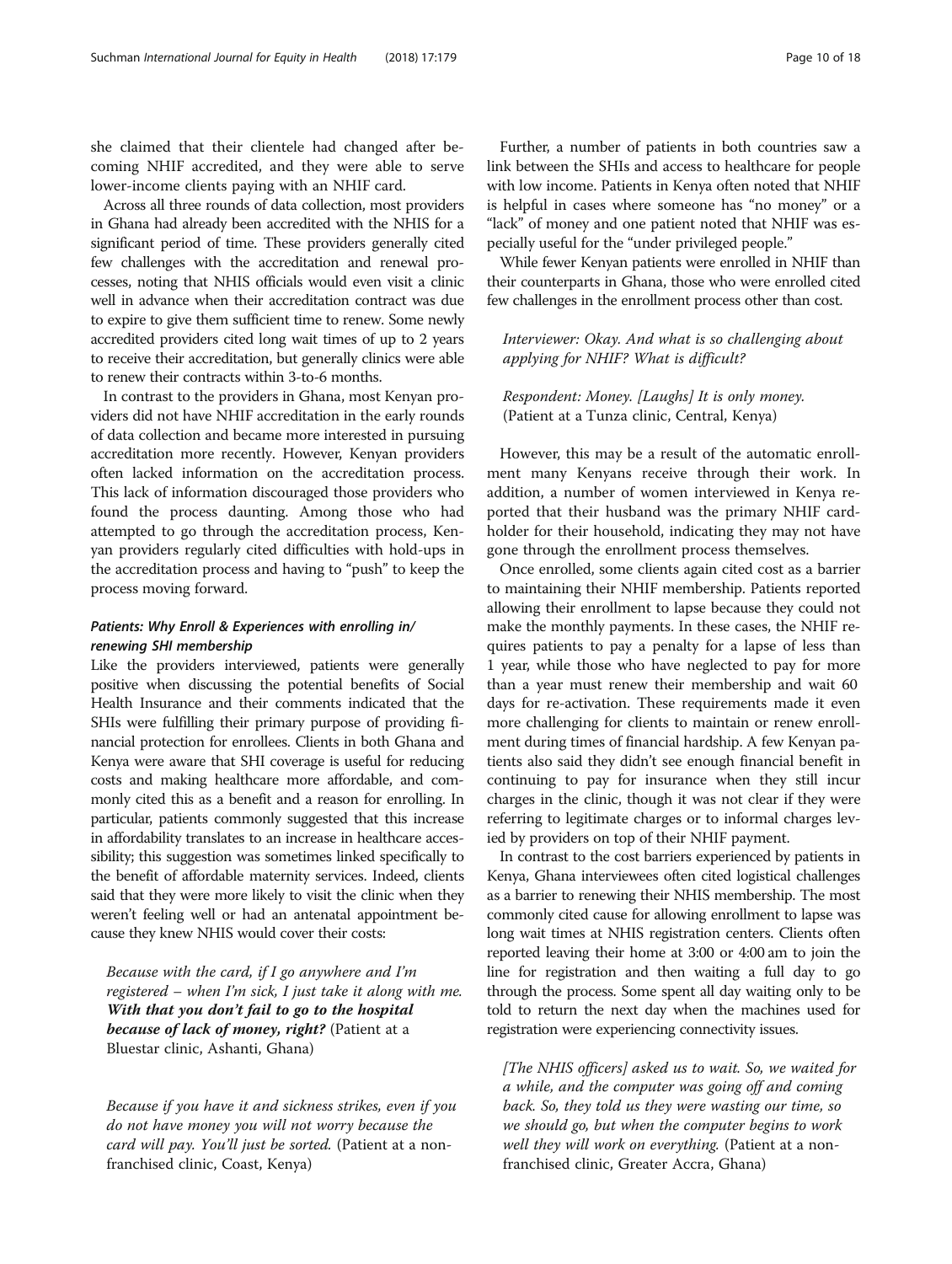she claimed that their clientele had changed after becoming NHIF accredited, and they were able to serve lower-income clients paying with an NHIF card.

Across all three rounds of data collection, most providers in Ghana had already been accredited with the NHIS for a significant period of time. These providers generally cited few challenges with the accreditation and renewal processes, noting that NHIS officials would even visit a clinic well in advance when their accreditation contract was due to expire to give them sufficient time to renew. Some newly accredited providers cited long wait times of up to 2 years to receive their accreditation, but generally clinics were able to renew their contracts within 3-to-6 months.

In contrast to the providers in Ghana, most Kenyan providers did not have NHIF accreditation in the early rounds of data collection and became more interested in pursuing accreditation more recently. However, Kenyan providers often lacked information on the accreditation process. This lack of information discouraged those providers who found the process daunting. Among those who had attempted to go through the accreditation process, Kenyan providers regularly cited difficulties with hold-ups in the accreditation process and having to "push" to keep the process moving forward.

### *Patients: Why Enroll & Experiences with enrolling in/renewing SHI membership*

Like the providers interviewed, patients were generally positive when discussing the potential benefits of Social Health Insurance and their comments indicated that the SHIs were fulfilling their primary purpose of providing financial protection for enrollees. Clients in both Ghana and Kenya were aware that SHI coverage is useful for reducing costs and making healthcare more affordable, and commonly cited this as a benefit and a reason for enrolling. In particular, patients commonly suggested that this increase in affordability translates to an increase in healthcare accessibility; this suggestion was sometimes linked specifically to the benefit of affordable maternity services. Indeed, clients said that they were more likely to visit the clinic when they weren't feeling well or had an antenatal appointment because they knew NHIS would cover their costs:

> *Because with the card, if I go anywhere and I'm registered – when I'm sick, I just take it along with me.* ***With that you don't fail to go to the hospital because of lack of money, right?*** (Patient at a Bluestar clinic, Ashanti, Ghana)

> *Because if you have it and sickness strikes, even if you do not have money you will not worry because the card will pay. You'll just be sorted.* (Patient at a non-franchised clinic, Coast, Kenya)

Further, a number of patients in both countries saw a link between the SHIs and access to healthcare for people with low income. Patients in Kenya often noted that NHIF is helpful in cases where someone has "no money" or a "lack" of money and one patient noted that NHIF was especially useful for the "under privileged people."

While fewer Kenyan patients were enrolled in NHIF than their counterparts in Ghana, those who were enrolled cited few challenges in the enrollment process other than cost.

> *Interviewer: Okay. And what is so challenging about applying for NHIF? What is difficult?*
>
> *Respondent: Money. [Laughs] It is only money.* (Patient at a Tunza clinic, Central, Kenya)

However, this may be a result of the automatic enrollment many Kenyans receive through their work. In addition, a number of women interviewed in Kenya reported that their husband was the primary NHIF cardholder for their household, indicating they may not have gone through the enrollment process themselves.

Once enrolled, some clients again cited cost as a barrier to maintaining their NHIF membership. Patients reported allowing their enrollment to lapse because they could not make the monthly payments. In these cases, the NHIF requires patients to pay a penalty for a lapse of less than 1 year, while those who have neglected to pay for more than a year must renew their membership and wait 60 days for re-activation. These requirements made it even more challenging for clients to maintain or renew enrollment during times of financial hardship. A few Kenyan patients also said they didn't see enough financial benefit in continuing to pay for insurance when they still incur charges in the clinic, though it was not clear if they were referring to legitimate charges or to informal charges levied by providers on top of their NHIF payment.

In contrast to the cost barriers experienced by patients in Kenya, Ghana interviewees often cited logistical challenges as a barrier to renewing their NHIS membership. The most commonly cited cause for allowing enrollment to lapse was long wait times at NHIS registration centers. Clients often reported leaving their home at 3:00 or 4:00 am to join the line for registration and then waiting a full day to go through the process. Some spent all day waiting only to be told to return the next day when the machines used for registration were experiencing connectivity issues.

> *[The NHIS officers] asked us to wait. So, we waited for a while, and the computer was going off and coming back. So, they told us they were wasting our time, so we should go, but when the computer begins to work well they will work on everything.* (Patient at a non-franchised clinic, Greater Accra, Ghana)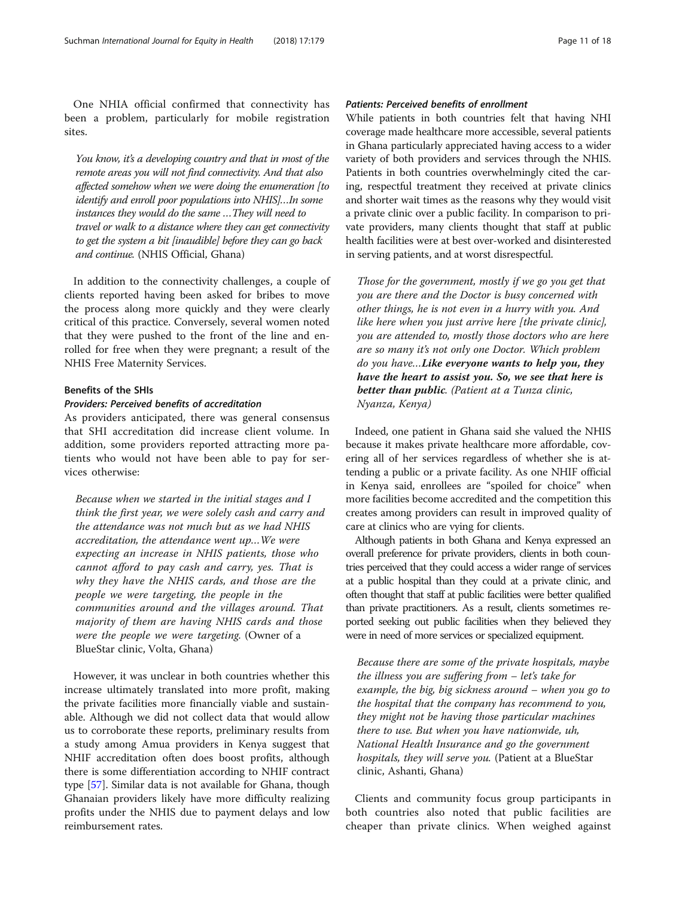One NHIA official confirmed that connectivity has been a problem, particularly for mobile registration sites.

> *You know, it's a developing country and that in most of the remote areas you will not find connectivity. And that also affected somehow when we were doing the enumeration [to identify and enroll poor populations into NHIS]…In some instances they would do the same …They will need to travel or walk to a distance where they can get connectivity to get the system a bit [inaudible] before they can go back and continue.* (NHIS Official, Ghana)

In addition to the connectivity challenges, a couple of clients reported having been asked for bribes to move the process along more quickly and they were clearly critical of this practice. Conversely, several women noted that they were pushed to the front of the line and enrolled for free when they were pregnant; a result of the NHIS Free Maternity Services.

### Benefits of the SHIs

#### *Providers: Perceived benefits of accreditation*

As providers anticipated, there was general consensus that SHI accreditation did increase client volume. In addition, some providers reported attracting more patients who would not have been able to pay for services otherwise:

> *Because when we started in the initial stages and I think the first year, we were solely cash and carry and the attendance was not much but as we had NHIS accreditation, the attendance went up…We were expecting an increase in NHIS patients, those who cannot afford to pay cash and carry, yes. That is why they have the NHIS cards, and those are the people we were targeting, the people in the communities around and the villages around. That majority of them are having NHIS cards and those were the people we were targeting.* (Owner of a BlueStar clinic, Volta, Ghana)

However, it was unclear in both countries whether this increase ultimately translated into more profit, making the private facilities more financially viable and sustainable. Although we did not collect data that would allow us to corroborate these reports, preliminary results from a study among Amua providers in Kenya suggest that NHIF accreditation often does boost profits, although there is some differentiation according to NHIF contract type [57]. Similar data is not available for Ghana, though Ghanaian providers likely have more difficulty realizing profits under the NHIS due to payment delays and low reimbursement rates.

#### *Patients: Perceived benefits of enrollment*

While patients in both countries felt that having NHI coverage made healthcare more accessible, several patients in Ghana particularly appreciated having access to a wider variety of both providers and services through the NHIS. Patients in both countries overwhelmingly cited the caring, respectful treatment they received at private clinics and shorter wait times as the reasons why they would visit a private clinic over a public facility. In comparison to private providers, many clients thought that staff at public health facilities were at best over-worked and disinterested in serving patients, and at worst disrespectful.

> *Those for the government, mostly if we go you get that you are there and the Doctor is busy concerned with other things, he is not even in a hurry with you. And like here when you just arrive here [the private clinic], you are attended to, mostly those doctors who are here are so many it's not only one Doctor. Which problem do you have…**Like everyone wants to help you, they have the heart to assist you. So, we see that here is better than public**. (Patient at a Tunza clinic, Nyanza, Kenya)*

Indeed, one patient in Ghana said she valued the NHIS because it makes private healthcare more affordable, covering all of her services regardless of whether she is attending a public or a private facility. As one NHIF official in Kenya said, enrollees are "spoiled for choice" when more facilities become accredited and the competition this creates among providers can result in improved quality of care at clinics who are vying for clients.

Although patients in both Ghana and Kenya expressed an overall preference for private providers, clients in both countries perceived that they could access a wider range of services at a public hospital than they could at a private clinic, and often thought that staff at public facilities were better qualified than private practitioners. As a result, clients sometimes reported seeking out public facilities when they believed they were in need of more services or specialized equipment.

> *Because there are some of the private hospitals, maybe the illness you are suffering from – let's take for example, the big, big sickness around – when you go to the hospital that the company has recommend to you, they might not be having those particular machines there to use. But when you have nationwide, uh, National Health Insurance and go the government hospitals, they will serve you.* (Patient at a BlueStar clinic, Ashanti, Ghana)

Clients and community focus group participants in both countries also noted that public facilities are cheaper than private clinics. When weighed against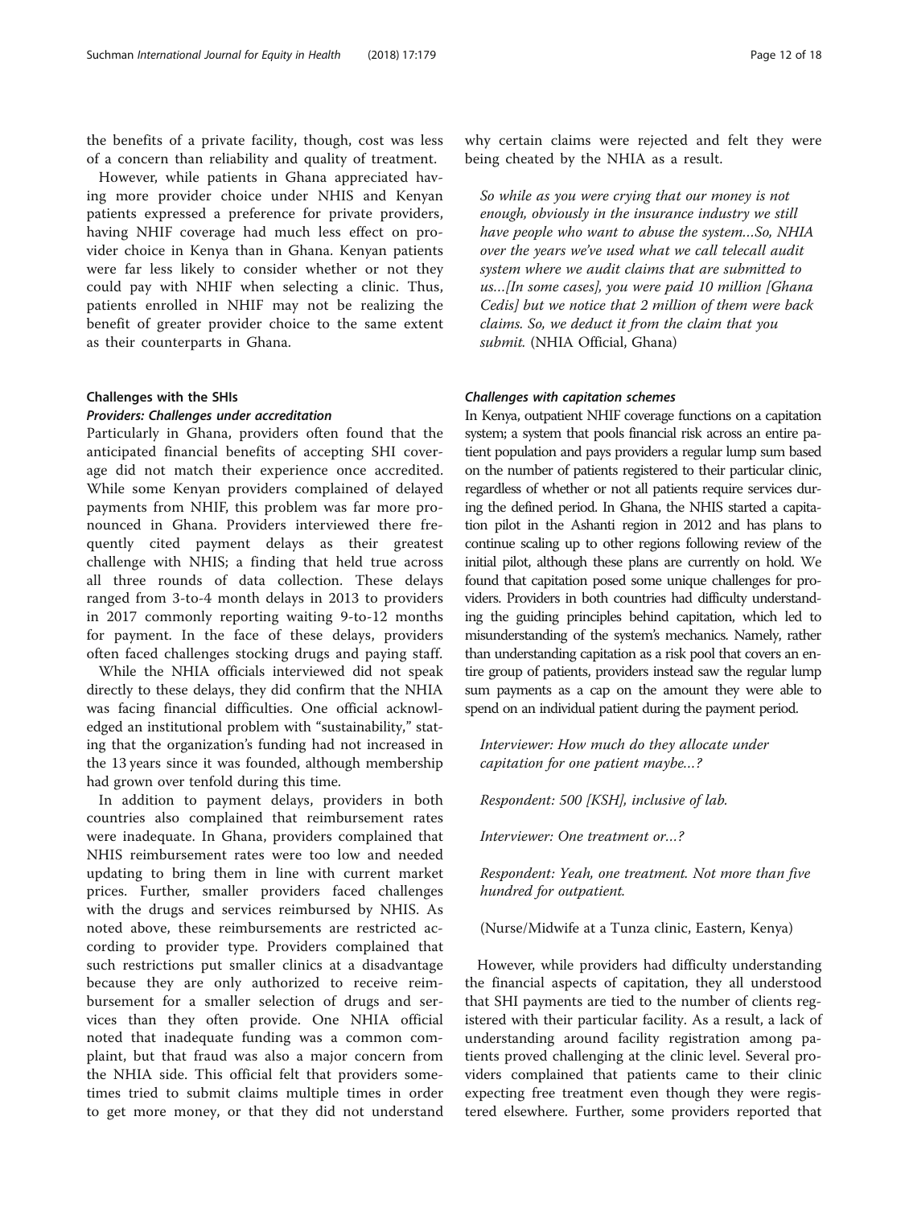the benefits of a private facility, though, cost was less of a concern than reliability and quality of treatment.

However, while patients in Ghana appreciated having more provider choice under NHIS and Kenyan patients expressed a preference for private providers, having NHIF coverage had much less effect on provider choice in Kenya than in Ghana. Kenyan patients were far less likely to consider whether or not they could pay with NHIF when selecting a clinic. Thus, patients enrolled in NHIF may not be realizing the benefit of greater provider choice to the same extent as their counterparts in Ghana.

### Challenges with the SHIs

#### *Providers: Challenges under accreditation*

Particularly in Ghana, providers often found that the anticipated financial benefits of accepting SHI coverage did not match their experience once accredited. While some Kenyan providers complained of delayed payments from NHIF, this problem was far more pronounced in Ghana. Providers interviewed there frequently cited payment delays as their greatest challenge with NHIS; a finding that held true across all three rounds of data collection. These delays ranged from 3-to-4 month delays in 2013 to providers in 2017 commonly reporting waiting 9-to-12 months for payment. In the face of these delays, providers often faced challenges stocking drugs and paying staff.

While the NHIA officials interviewed did not speak directly to these delays, they did confirm that the NHIA was facing financial difficulties. One official acknowledged an institutional problem with "sustainability," stating that the organization's funding had not increased in the 13 years since it was founded, although membership had grown over tenfold during this time.

In addition to payment delays, providers in both countries also complained that reimbursement rates were inadequate. In Ghana, providers complained that NHIS reimbursement rates were too low and needed updating to bring them in line with current market prices. Further, smaller providers faced challenges with the drugs and services reimbursed by NHIS. As noted above, these reimbursements are restricted according to provider type. Providers complained that such restrictions put smaller clinics at a disadvantage because they are only authorized to receive reimbursement for a smaller selection of drugs and services than they often provide. One NHIA official noted that inadequate funding was a common complaint, but that fraud was also a major concern from the NHIA side. This official felt that providers sometimes tried to submit claims multiple times in order to get more money, or that they did not understand why certain claims were rejected and felt they were being cheated by the NHIA as a result.

> *So while as you were crying that our money is not enough, obviously in the insurance industry we still have people who want to abuse the system…So, NHIA over the years we've used what we call telecall audit system where we audit claims that are submitted to us…[In some cases], you were paid 10 million [Ghana Cedis] but we notice that 2 million of them were back claims. So, we deduct it from the claim that you submit.* (NHIA Official, Ghana)

#### *Challenges with capitation schemes*

In Kenya, outpatient NHIF coverage functions on a capitation system; a system that pools financial risk across an entire patient population and pays providers a regular lump sum based on the number of patients registered to their particular clinic, regardless of whether or not all patients require services during the defined period. In Ghana, the NHIS started a capitation pilot in the Ashanti region in 2012 and has plans to continue scaling up to other regions following review of the initial pilot, although these plans are currently on hold. We found that capitation posed some unique challenges for providers. Providers in both countries had difficulty understanding the guiding principles behind capitation, which led to misunderstanding of the system's mechanics. Namely, rather than understanding capitation as a risk pool that covers an entire group of patients, providers instead saw the regular lump sum payments as a cap on the amount they were able to spend on an individual patient during the payment period.

> *Interviewer: How much do they allocate under capitation for one patient maybe…?*
>
> *Respondent: 500 [KSH], inclusive of lab.*
>
> *Interviewer: One treatment or…?*
>
> *Respondent: Yeah, one treatment. Not more than five hundred for outpatient.*
>
> (Nurse/Midwife at a Tunza clinic, Eastern, Kenya)

However, while providers had difficulty understanding the financial aspects of capitation, they all understood that SHI payments are tied to the number of clients registered with their particular facility. As a result, a lack of understanding around facility registration among patients proved challenging at the clinic level. Several providers complained that patients came to their clinic expecting free treatment even though they were registered elsewhere. Further, some providers reported that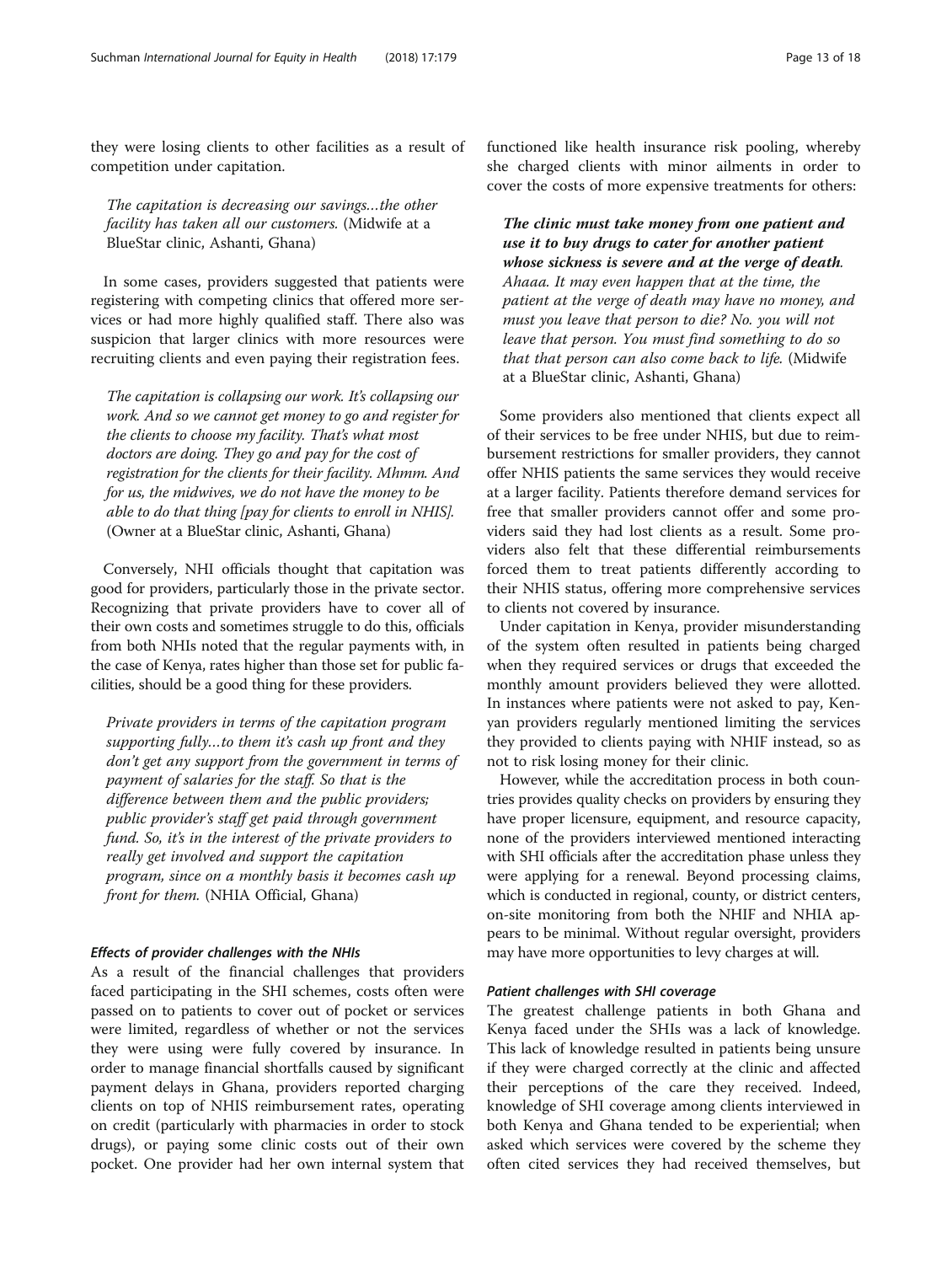they were losing clients to other facilities as a result of competition under capitation.

> *The capitation is decreasing our savings…the other facility has taken all our customers.* (Midwife at a BlueStar clinic, Ashanti, Ghana)

In some cases, providers suggested that patients were registering with competing clinics that offered more services or had more highly qualified staff. There also was suspicion that larger clinics with more resources were recruiting clients and even paying their registration fees.

> *The capitation is collapsing our work. It's collapsing our work. And so we cannot get money to go and register for the clients to choose my facility. That's what most doctors are doing. They go and pay for the cost of registration for the clients for their facility. Mhmm. And for us, the midwives, we do not have the money to be able to do that thing [pay for clients to enroll in NHIS].* (Owner at a BlueStar clinic, Ashanti, Ghana)

Conversely, NHI officials thought that capitation was good for providers, particularly those in the private sector. Recognizing that private providers have to cover all of their own costs and sometimes struggle to do this, officials from both NHIs noted that the regular payments with, in the case of Kenya, rates higher than those set for public facilities, should be a good thing for these providers.

> *Private providers in terms of the capitation program supporting fully…to them it's cash up front and they don't get any support from the government in terms of payment of salaries for the staff. So that is the difference between them and the public providers; public provider's staff get paid through government fund. So, it's in the interest of the private providers to really get involved and support the capitation program, since on a monthly basis it becomes cash up front for them.* (NHIA Official, Ghana)

#### *Effects of provider challenges with the NHIs*

As a result of the financial challenges that providers faced participating in the SHI schemes, costs often were passed on to patients to cover out of pocket or services were limited, regardless of whether or not the services they were using were fully covered by insurance. In order to manage financial shortfalls caused by significant payment delays in Ghana, providers reported charging clients on top of NHIS reimbursement rates, operating on credit (particularly with pharmacies in order to stock drugs), or paying some clinic costs out of their own pocket. One provider had her own internal system that functioned like health insurance risk pooling, whereby she charged clients with minor ailments in order to cover the costs of more expensive treatments for others:

> ***The clinic must take money from one patient and use it to buy drugs to cater for another patient whose sickness is severe and at the verge of death.*** *Ahaaa. It may even happen that at the time, the patient at the verge of death may have no money, and must you leave that person to die? No. you will not leave that person. You must find something to do so that that person can also come back to life.* (Midwife at a BlueStar clinic, Ashanti, Ghana)

Some providers also mentioned that clients expect all of their services to be free under NHIS, but due to reimbursement restrictions for smaller providers, they cannot offer NHIS patients the same services they would receive at a larger facility. Patients therefore demand services for free that smaller providers cannot offer and some providers said they had lost clients as a result. Some providers also felt that these differential reimbursements forced them to treat patients differently according to their NHIS status, offering more comprehensive services to clients not covered by insurance.

Under capitation in Kenya, provider misunderstanding of the system often resulted in patients being charged when they required services or drugs that exceeded the monthly amount providers believed they were allotted. In instances where patients were not asked to pay, Kenyan providers regularly mentioned limiting the services they provided to clients paying with NHIF instead, so as not to risk losing money for their clinic.

However, while the accreditation process in both countries provides quality checks on providers by ensuring they have proper licensure, equipment, and resource capacity, none of the providers interviewed mentioned interacting with SHI officials after the accreditation phase unless they were applying for a renewal. Beyond processing claims, which is conducted in regional, county, or district centers, on-site monitoring from both the NHIF and NHIA appears to be minimal. Without regular oversight, providers may have more opportunities to levy charges at will.

#### *Patient challenges with SHI coverage*

The greatest challenge patients in both Ghana and Kenya faced under the SHIs was a lack of knowledge. This lack of knowledge resulted in patients being unsure if they were charged correctly at the clinic and affected their perceptions of the care they received. Indeed, knowledge of SHI coverage among clients interviewed in both Kenya and Ghana tended to be experiential; when asked which services were covered by the scheme they often cited services they had received themselves, but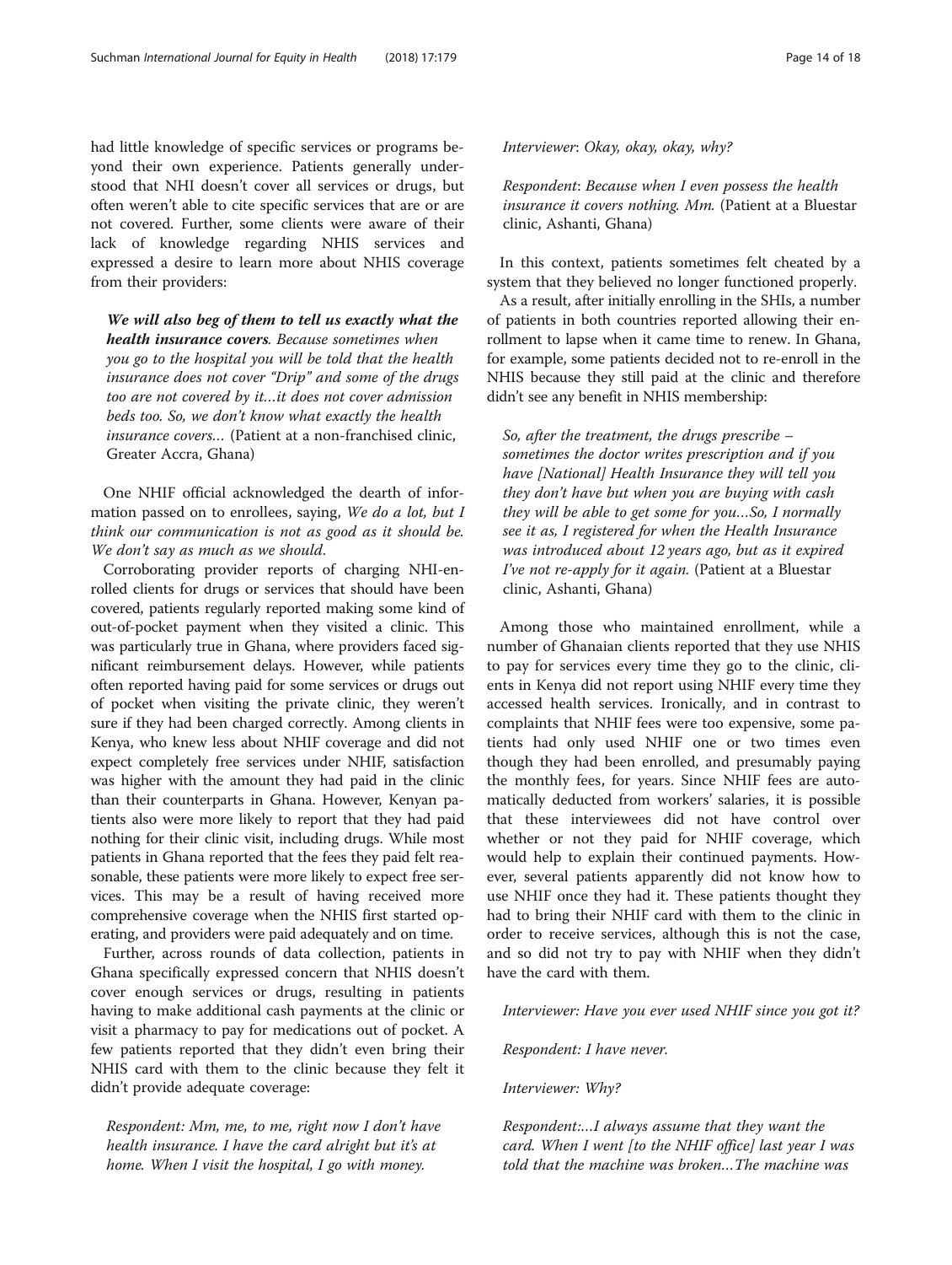had little knowledge of specific services or programs beyond their own experience. Patients generally understood that NHI doesn't cover all services or drugs, but often weren't able to cite specific services that are or are not covered. Further, some clients were aware of their lack of knowledge regarding NHIS services and expressed a desire to learn more about NHIS coverage from their providers:

> ***We will also beg of them to tell us exactly what the health insurance covers****. Because sometimes when you go to the hospital you will be told that the health insurance does not cover "Drip" and some of the drugs too are not covered by it…it does not cover admission beds too. So, we don't know what exactly the health insurance covers…* (Patient at a non-franchised clinic, Greater Accra, Ghana)

One NHIF official acknowledged the dearth of information passed on to enrollees, saying, *We do a lot, but I think our communication is not as good as it should be. We don't say as much as we should.*

Corroborating provider reports of charging NHI-enrolled clients for drugs or services that should have been covered, patients regularly reported making some kind of out-of-pocket payment when they visited a clinic. This was particularly true in Ghana, where providers faced significant reimbursement delays. However, while patients often reported having paid for some services or drugs out of pocket when visiting the private clinic, they weren't sure if they had been charged correctly. Among clients in Kenya, who knew less about NHIF coverage and did not expect completely free services under NHIF, satisfaction was higher with the amount they had paid in the clinic than their counterparts in Ghana. However, Kenyan patients also were more likely to report that they had paid nothing for their clinic visit, including drugs. While most patients in Ghana reported that the fees they paid felt reasonable, these patients were more likely to expect free services. This may be a result of having received more comprehensive coverage when the NHIS first started operating, and providers were paid adequately and on time.

Further, across rounds of data collection, patients in Ghana specifically expressed concern that NHIS doesn't cover enough services or drugs, resulting in patients having to make additional cash payments at the clinic or visit a pharmacy to pay for medications out of pocket. A few patients reported that they didn't even bring their NHIS card with them to the clinic because they felt it didn't provide adequate coverage:

> *Respondent: Mm, me, to me, right now I don't have health insurance. I have the card alright but it's at home. When I visit the hospital, I go with money.*
>
> *Interviewer: Okay, okay, okay, why?*
>
> *Respondent: Because when I even possess the health insurance it covers nothing. Mm.* (Patient at a Bluestar clinic, Ashanti, Ghana)

In this context, patients sometimes felt cheated by a system that they believed no longer functioned properly.

As a result, after initially enrolling in the SHIs, a number of patients in both countries reported allowing their enrollment to lapse when it came time to renew. In Ghana, for example, some patients decided not to re-enroll in the NHIS because they still paid at the clinic and therefore didn't see any benefit in NHIS membership:

> *So, after the treatment, the drugs prescribe – sometimes the doctor writes prescription and if you have [National] Health Insurance they will tell you they don't have but when you are buying with cash they will be able to get some for you…So, I normally see it as, I registered for when the Health Insurance was introduced about 12 years ago, but as it expired I've not re-apply for it again.* (Patient at a Bluestar clinic, Ashanti, Ghana)

Among those who maintained enrollment, while a number of Ghanaian clients reported that they use NHIS to pay for services every time they go to the clinic, clients in Kenya did not report using NHIF every time they accessed health services. Ironically, and in contrast to complaints that NHIF fees were too expensive, some patients had only used NHIF one or two times even though they had been enrolled, and presumably paying the monthly fees, for years. Since NHIF fees are automatically deducted from workers' salaries, it is possible that these interviewees did not have control over whether or not they paid for NHIF coverage, which would help to explain their continued payments. However, several patients apparently did not know how to use NHIF once they had it. These patients thought they had to bring their NHIF card with them to the clinic in order to receive services, although this is not the case, and so did not try to pay with NHIF when they didn't have the card with them.

> *Interviewer: Have you ever used NHIF since you got it?*
>
> *Respondent: I have never.*
>
> *Interviewer: Why?*
>
> *Respondent:…I always assume that they want the card. When I went [to the NHIF office] last year I was told that the machine was broken…The machine was*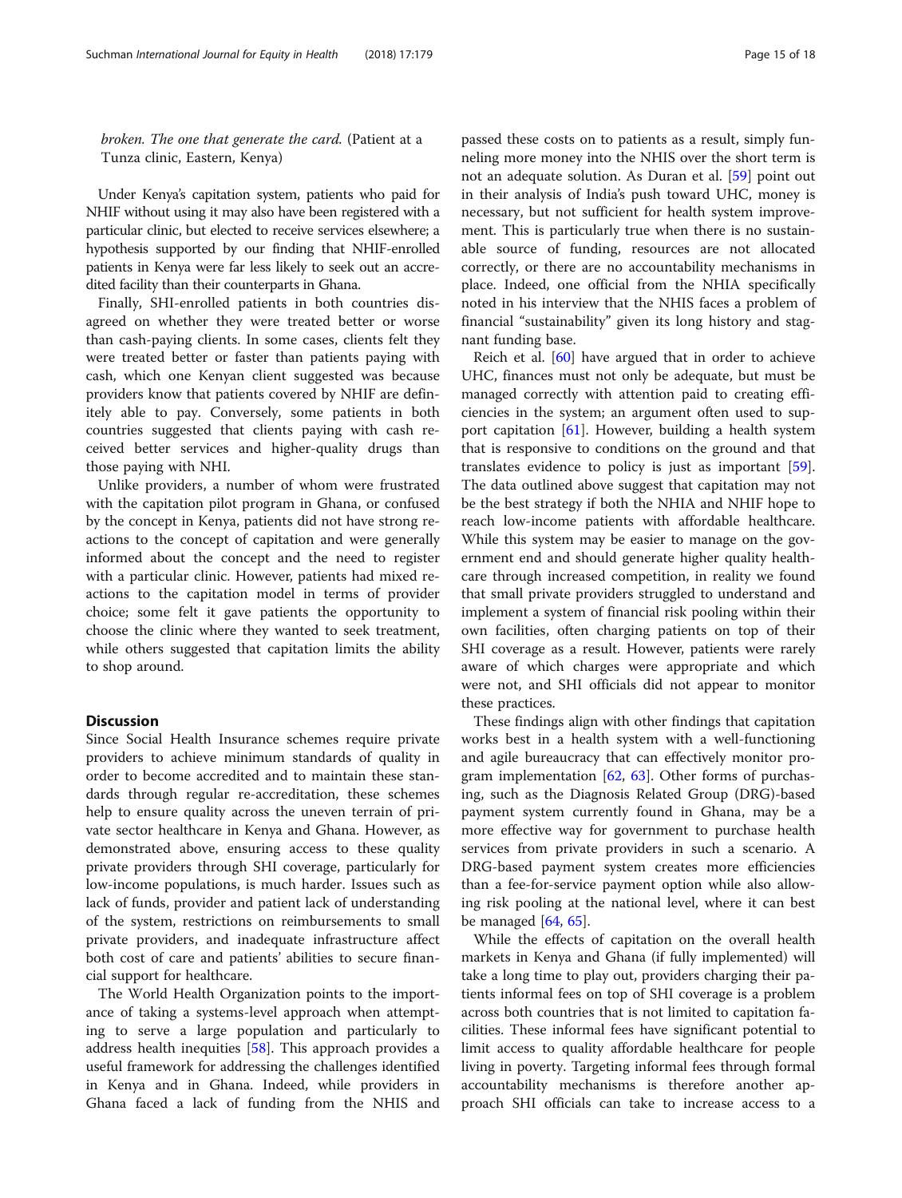*broken. The one that generate the card.* (Patient at a Tunza clinic, Eastern, Kenya)

Under Kenya's capitation system, patients who paid for NHIF without using it may also have been registered with a particular clinic, but elected to receive services elsewhere; a hypothesis supported by our finding that NHIF-enrolled patients in Kenya were far less likely to seek out an accredited facility than their counterparts in Ghana.

Finally, SHI-enrolled patients in both countries disagreed on whether they were treated better or worse than cash-paying clients. In some cases, clients felt they were treated better or faster than patients paying with cash, which one Kenyan client suggested was because providers know that patients covered by NHIF are definitely able to pay. Conversely, some patients in both countries suggested that clients paying with cash received better services and higher-quality drugs than those paying with NHI.

Unlike providers, a number of whom were frustrated with the capitation pilot program in Ghana, or confused by the concept in Kenya, patients did not have strong reactions to the concept of capitation and were generally informed about the concept and the need to register with a particular clinic. However, patients had mixed reactions to the capitation model in terms of provider choice; some felt it gave patients the opportunity to choose the clinic where they wanted to seek treatment, while others suggested that capitation limits the ability to shop around.

## Discussion

Since Social Health Insurance schemes require private providers to achieve minimum standards of quality in order to become accredited and to maintain these standards through regular re-accreditation, these schemes help to ensure quality across the uneven terrain of private sector healthcare in Kenya and Ghana. However, as demonstrated above, ensuring access to these quality private providers through SHI coverage, particularly for low-income populations, is much harder. Issues such as lack of funds, provider and patient lack of understanding of the system, restrictions on reimbursements to small private providers, and inadequate infrastructure affect both cost of care and patients' abilities to secure financial support for healthcare.

The World Health Organization points to the importance of taking a systems-level approach when attempting to serve a large population and particularly to address health inequities [58]. This approach provides a useful framework for addressing the challenges identified in Kenya and in Ghana. Indeed, while providers in Ghana faced a lack of funding from the NHIS and passed these costs on to patients as a result, simply funneling more money into the NHIS over the short term is not an adequate solution. As Duran et al. [59] point out in their analysis of India's push toward UHC, money is necessary, but not sufficient for health system improvement. This is particularly true when there is no sustainable source of funding, resources are not allocated correctly, or there are no accountability mechanisms in place. Indeed, one official from the NHIA specifically noted in his interview that the NHIS faces a problem of financial "sustainability" given its long history and stagnant funding base.

Reich et al. [60] have argued that in order to achieve UHC, finances must not only be adequate, but must be managed correctly with attention paid to creating efficiencies in the system; an argument often used to support capitation [61]. However, building a health system that is responsive to conditions on the ground and that translates evidence to policy is just as important [59]. The data outlined above suggest that capitation may not be the best strategy if both the NHIA and NHIF hope to reach low-income patients with affordable healthcare. While this system may be easier to manage on the government end and should generate higher quality healthcare through increased competition, in reality we found that small private providers struggled to understand and implement a system of financial risk pooling within their own facilities, often charging patients on top of their SHI coverage as a result. However, patients were rarely aware of which charges were appropriate and which were not, and SHI officials did not appear to monitor these practices.

These findings align with other findings that capitation works best in a health system with a well-functioning and agile bureaucracy that can effectively monitor program implementation [62, 63]. Other forms of purchasing, such as the Diagnosis Related Group (DRG)-based payment system currently found in Ghana, may be a more effective way for government to purchase health services from private providers in such a scenario. A DRG-based payment system creates more efficiencies than a fee-for-service payment option while also allowing risk pooling at the national level, where it can best be managed [64, 65].

While the effects of capitation on the overall health markets in Kenya and Ghana (if fully implemented) will take a long time to play out, providers charging their patients informal fees on top of SHI coverage is a problem across both countries that is not limited to capitation facilities. These informal fees have significant potential to limit access to quality affordable healthcare for people living in poverty. Targeting informal fees through formal accountability mechanisms is therefore another approach SHI officials can take to increase access to a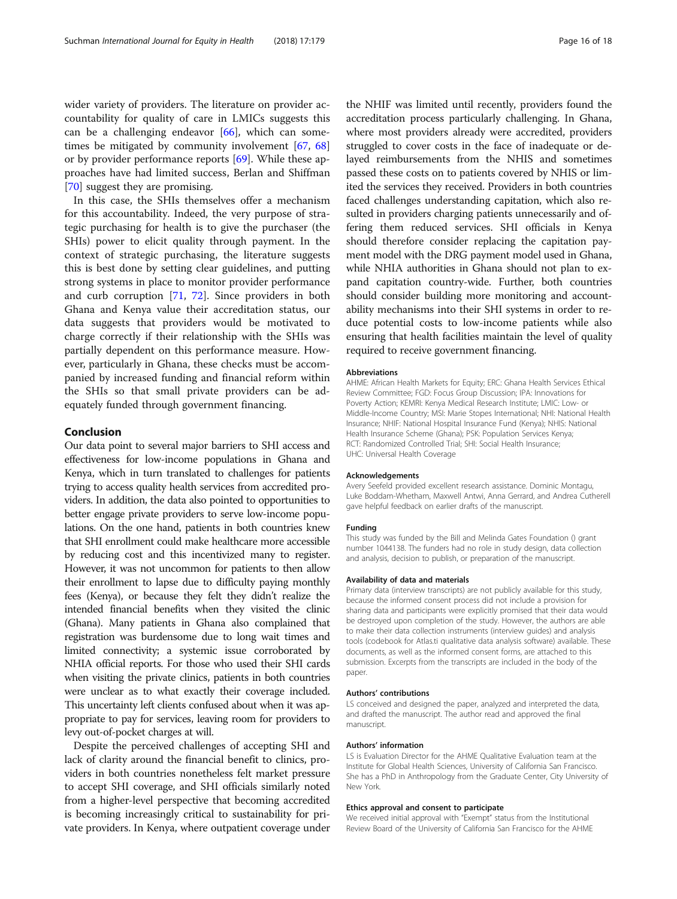wider variety of providers. The literature on provider accountability for quality of care in LMICs suggests this can be a challenging endeavor [66], which can sometimes be mitigated by community involvement [67, 68] or by provider performance reports [69]. While these approaches have had limited success, Berlan and Shiffman [70] suggest they are promising.

In this case, the SHIs themselves offer a mechanism for this accountability. Indeed, the very purpose of strategic purchasing for health is to give the purchaser (the SHIs) power to elicit quality through payment. In the context of strategic purchasing, the literature suggests this is best done by setting clear guidelines, and putting strong systems in place to monitor provider performance and curb corruption [71, 72]. Since providers in both Ghana and Kenya value their accreditation status, our data suggests that providers would be motivated to charge correctly if their relationship with the SHIs was partially dependent on this performance measure. However, particularly in Ghana, these checks must be accompanied by increased funding and financial reform within the SHIs so that small private providers can be adequately funded through government financing.

## Conclusion

Our data point to several major barriers to SHI access and effectiveness for low-income populations in Ghana and Kenya, which in turn translated to challenges for patients trying to access quality health services from accredited providers. In addition, the data also pointed to opportunities to better engage private providers to serve low-income populations. On the one hand, patients in both countries knew that SHI enrollment could make healthcare more accessible by reducing cost and this incentivized many to register. However, it was not uncommon for patients to then allow their enrollment to lapse due to difficulty paying monthly fees (Kenya), or because they felt they didn't realize the intended financial benefits when they visited the clinic (Ghana). Many patients in Ghana also complained that registration was burdensome due to long wait times and limited connectivity; a systemic issue corroborated by NHIA official reports. For those who used their SHI cards when visiting the private clinics, patients in both countries were unclear as to what exactly their coverage included. This uncertainty left clients confused about when it was appropriate to pay for services, leaving room for providers to levy out-of-pocket charges at will.

Despite the perceived challenges of accepting SHI and lack of clarity around the financial benefit to clinics, providers in both countries nonetheless felt market pressure to accept SHI coverage, and SHI officials similarly noted from a higher-level perspective that becoming accredited is becoming increasingly critical to sustainability for private providers. In Kenya, where outpatient coverage under the NHIF was limited until recently, providers found the accreditation process particularly challenging. In Ghana, where most providers already were accredited, providers struggled to cover costs in the face of inadequate or delayed reimbursements from the NHIS and sometimes passed these costs on to patients covered by NHIS or limited the services they received. Providers in both countries faced challenges understanding capitation, which also resulted in providers charging patients unnecessarily and offering them reduced services. SHI officials in Kenya should therefore consider replacing the capitation payment model with the DRG payment model used in Ghana, while NHIA authorities in Ghana should not plan to expand capitation country-wide. Further, both countries should consider building more monitoring and accountability mechanisms into their SHI systems in order to reduce potential costs to low-income patients while also ensuring that health facilities maintain the level of quality required to receive government financing.

### Abbreviations

AHME: African Health Markets for Equity; ERC: Ghana Health Services Ethical Review Committee; FGD: Focus Group Discussion; IPA: Innovations for Poverty Action; KEMRI: Kenya Medical Research Institute; LMIC: Low- or Middle-Income Country; MSI: Marie Stopes International; NHI: National Health Insurance; NHIF: National Hospital Insurance Fund (Kenya); NHIS: National Health Insurance Scheme (Ghana); PSK: Population Services Kenya; RCT: Randomized Controlled Trial; SHI: Social Health Insurance; UHC: Universal Health Coverage

### Acknowledgements

Avery Seefeld provided excellent research assistance. Dominic Montagu, Luke Boddam-Whetham, Maxwell Antwi, Anna Gerrard, and Andrea Cutherell gave helpful feedback on earlier drafts of the manuscript.

### Funding

This study was funded by the Bill and Melinda Gates Foundation () grant number 1044138. The funders had no role in study design, data collection and analysis, decision to publish, or preparation of the manuscript.

### Availability of data and materials

Primary data (interview transcripts) are not publicly available for this study, because the informed consent process did not include a provision for sharing data and participants were explicitly promised that their data would be destroyed upon completion of the study. However, the authors are able to make their data collection instruments (interview guides) and analysis tools (codebook for Atlas.ti qualitative data analysis software) available. These documents, as well as the informed consent forms, are attached to this submission. Excerpts from the transcripts are included in the body of the paper.

### Authors' contributions

LS conceived and designed the paper, analyzed and interpreted the data, and drafted the manuscript. The author read and approved the final manuscript.

### Authors' information

LS is Evaluation Director for the AHME Qualitative Evaluation team at the Institute for Global Health Sciences, University of California San Francisco. She has a PhD in Anthropology from the Graduate Center, City University of New York.

### Ethics approval and consent to participate

We received initial approval with "Exempt" status from the Institutional Review Board of the University of California San Francisco for the AHME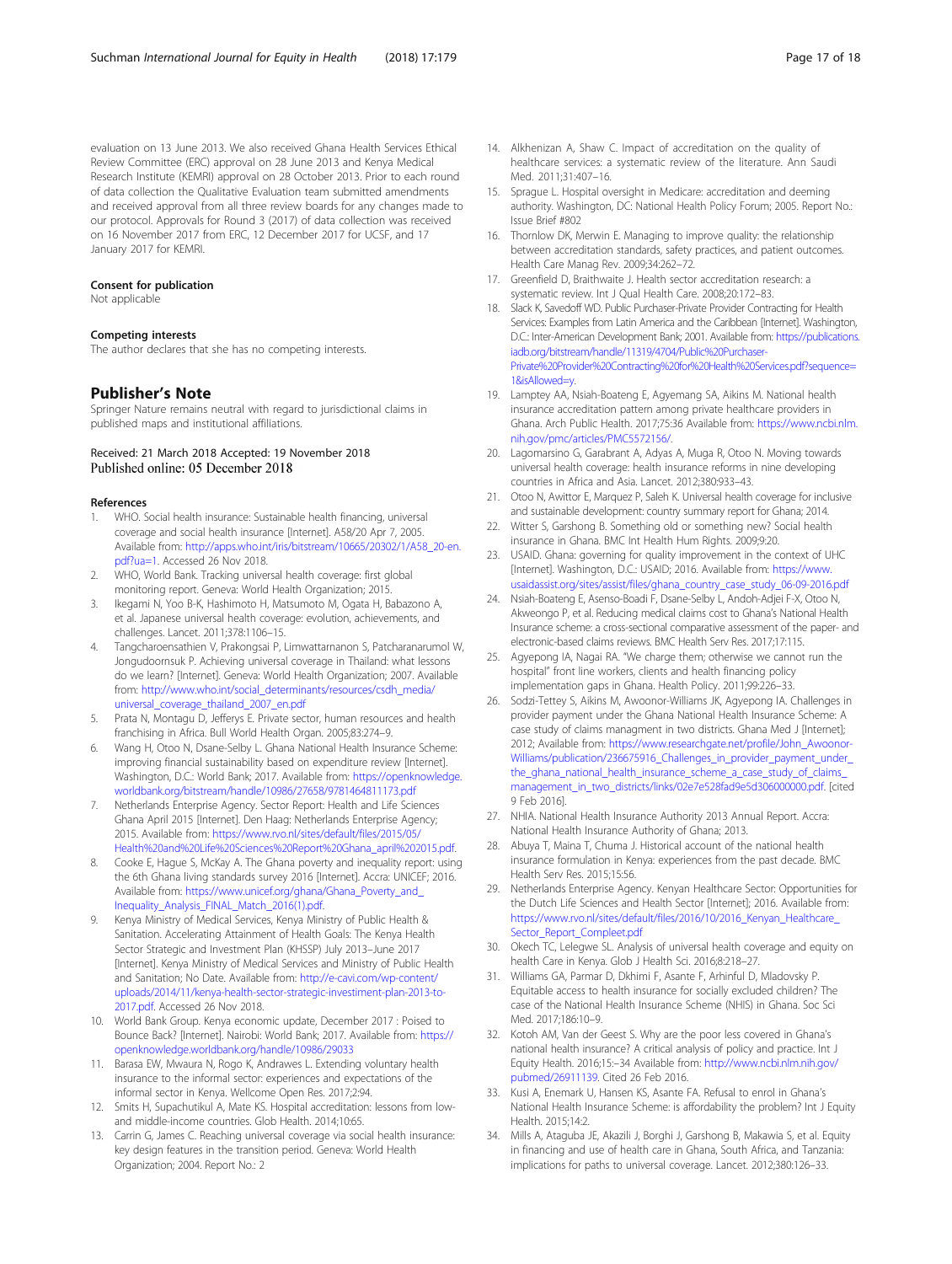evaluation on 13 June 2013. We also received Ghana Health Services Ethical Review Committee (ERC) approval on 28 June 2013 and Kenya Medical Research Institute (KEMRI) approval on 28 October 2013. Prior to each round of data collection the Qualitative Evaluation team submitted amendments and received approval from all three review boards for any changes made to our protocol. Approvals for Round 3 (2017) of data collection was received on 16 November 2017 from ERC, 12 December 2017 for UCSF, and 17 January 2017 for KEMRI.

**Consent for publication**

Not applicable

**Competing interests**

The author declares that she has no competing interests.

## Publisher's Note

Springer Nature remains neutral with regard to jurisdictional claims in published maps and institutional affiliations.

Received: 21 March 2018 Accepted: 19 November 2018
Published online: 05 December 2018

## References

1. WHO. Social health insurance: Sustainable health financing, universal coverage and social health insurance [Internet]. A58/20 Apr 7, 2005. Available from: http://apps.who.int/iris/bitstream/10665/20302/1/A58_20-en.pdf?ua=1. Accessed 26 Nov 2018.
2. WHO, World Bank. Tracking universal health coverage: first global monitoring report. Geneva: World Health Organization; 2015.
3. Ikegami N, Yoo B-K, Hashimoto H, Matsumoto M, Ogata H, Babazono A, et al. Japanese universal health coverage: evolution, achievements, and challenges. Lancet. 2011;378:1106–15.
4. Tangcharoensathien V, Prakongsai P, Limwattarnanon S, Patcharanarumol W, Jongudoomsuk P. Achieving universal coverage in Thailand: what lessons do we learn? [Internet]. Geneva: World Health Organization; 2007. Available from: http://www.who.int/social_determinants/resources/csdh_media/universal_coverage_thailand_2007_en.pdf
5. Prata N, Montagu D, Jefferys E. Private sector, human resources and health franchising in Africa. Bull World Health Organ. 2005;83:274–9.
6. Wang H, Otoo N, Dsane-Selby L. Ghana National Health Insurance Scheme: improving financial sustainability based on expenditure review [Internet]. Washington, D.C.: World Bank; 2017. Available from: https://openknowledge.worldbank.org/bitstream/handle/10986/27658/9781464811173.pdf
7. Netherlands Enterprise Agency. Sector Report: Health and Life Sciences Ghana April 2015 [Internet]. Den Haag: Netherlands Enterprise Agency; 2015. Available from: https://www.rvo.nl/sites/default/files/2015/05/Health%20and%20Life%20Sciences%20Report%20Ghana_april%202015.pdf.
8. Cooke E, Hague S, McKay A. The Ghana poverty and inequality report: using the 6th Ghana living standards survey 2016 [Internet]. Accra: UNICEF; 2016. Available from: https://www.unicef.org/ghana/Ghana_Poverty_and_Inequality_Analysis_FINAL_Match_2016(1).pdf.
9. Kenya Ministry of Medical Services, Kenya Ministry of Public Health & Sanitation. Accelerating Attainment of Health Goals: The Kenya Health Sector Strategic and Investment Plan (KHSSP) July 2013–June 2017 [Internet]. Kenya Ministry of Medical Services and Ministry of Public Health and Sanitation; No Date. Available from: http://e-cavi.com/wp-content/uploads/2014/11/kenya-health-sector-strategic-investment-plan-2013-to-2017.pdf. Accessed 26 Nov 2018.
10. World Bank Group. Kenya economic update, December 2017 : Poised to Bounce Back? [Internet]. Nairobi: World Bank; 2017. Available from: https://openknowledge.worldbank.org/handle/10986/29033
11. Barasa EW, Mwaura N, Rogo K, Andrawes L. Extending voluntary health insurance to the informal sector: experiences and expectations of the informal sector in Kenya. Wellcome Open Res. 2017;2:94.
12. Smits H, Supachutikul A, Mate KS. Hospital accreditation: lessons from low- and middle-income countries. Glob Health. 2014;10:65.
13. Carrin G, James C. Reaching universal coverage via social health insurance: key design features in the transition period. Geneva: World Health Organization; 2004. Report No.: 2
14. Alkhenizan A, Shaw C. Impact of accreditation on the quality of healthcare services: a systematic review of the literature. Ann Saudi Med. 2011;31:407–16.
15. Sprague L. Hospital oversight in Medicare: accreditation and deeming authority. Washington, DC: National Health Policy Forum; 2005. Report No.: Issue Brief #802
16. Thornlow DK, Merwin E. Managing to improve quality: the relationship between accreditation standards, safety practices, and patient outcomes. Health Care Manag Rev. 2009;34:262–72.
17. Greenfield D, Braithwaite J. Health sector accreditation research: a systematic review. Int J Qual Health Care. 2008;20:172–83.
18. Slack K, Savedoff WD. Public Purchaser-Private Provider Contracting for Health Services: Examples from Latin America and the Caribbean [Internet]. Washington, D.C.: Inter-American Development Bank; 2001. Available from: https://publications.iadb.org/bitstream/handle/11319/4704/Public%20Purchaser-Private%20Provider%20Contracting%20for%20Health%20Services.pdf?sequence=1&isAllowed=y.
19. Lamptey AA, Nsiah-Boateng E, Agyemang SA, Aikins M. National health insurance accreditation pattern among private healthcare providers in Ghana. Arch Public Health. 2017;75:36 Available from: https://www.ncbi.nlm.nih.gov/pmc/articles/PMC5572156/.
20. Lagomarsino G, Garabrant A, Adyas A, Muga R, Otoo N. Moving towards universal health coverage: health insurance reforms in nine developing countries in Africa and Asia. Lancet. 2012;380:933–43.
21. Otoo N, Awittor E, Marquez P, Saleh K. Universal health coverage for inclusive and sustainable development: country summary report for Ghana; 2014.
22. Witter S, Garshong B. Something old or something new? Social health insurance in Ghana. BMC Int Health Hum Rights. 2009;9:20.
23. USAID. Ghana: governing for quality improvement in the context of UHC [Internet]. Washington, D.C.: USAID; 2016. Available from: https://www.usaidassist.org/sites/assist/files/ghana_country_case_study_06-09-2016.pdf
24. Nsiah-Boateng E, Asenso-Boadi F, Dsane-Selby L, Andoh-Adjei F-X, Otoo N, Akweongo P, et al. Reducing medical claims cost to Ghana's National Health Insurance scheme: a cross-sectional comparative assessment of the paper- and electronic-based claims reviews. BMC Health Serv Res. 2017;17:115.
25. Agyepong IA, Nagai RA. "We charge them; otherwise we cannot run the hospital" front line workers, clients and health financing policy implementation gaps in Ghana. Health Policy. 2011;99:226–33.
26. Sodzi-Tettey S, Aikins M, Awoonor-Williams JK, Agyepong IA. Challenges in provider payment under the Ghana National Health Insurance Scheme: A case study of claims managment in two districts. Ghana Med J [Internet]; 2012; Available from: https://www.researchgate.net/profile/John_Awoonor-Williams/publication/236675916_Challenges_in_provider_payment_under_the_ghana_national_health_insurance_scheme_a_case_study_of_claims_management_in_two_districts/links/02e7e528fad9e5d306000000.pdf. [cited 9 Feb 2016].
27. NHIA. National Health Insurance Authority 2013 Annual Report. Accra: National Health Insurance Authority of Ghana; 2013.
28. Abuya T, Maina T, Chuma J. Historical account of the national health insurance formulation in Kenya: experiences from the past decade. BMC Health Serv Res. 2015;15:56.
29. Netherlands Enterprise Agency. Kenyan Healthcare Sector: Opportunities for the Dutch Life Sciences and Health Sector [Internet]; 2016. Available from: https://www.rvo.nl/sites/default/files/2016/10/2016_Kenyan_Healthcare_Sector_Report_Compleet.pdf
30. Okech TC, Lelegwe SL. Analysis of universal health coverage and equity on health Care in Kenya. Glob J Health Sci. 2016;8:218–27.
31. Williams GA, Parmar D, Dkhimi F, Asante F, Arhinful D, Mladovsky P. Equitable access to health insurance for socially excluded children? The case of the National Health Insurance Scheme (NHIS) in Ghana. Soc Sci Med. 2017;186:10–9.
32. Kotoh AM, Van der Geest S. Why are the poor less covered in Ghana's national health insurance? A critical analysis of policy and practice. Int J Equity Health. 2016;15:–34 Available from: http://www.ncbi.nlm.nih.gov/pubmed/26911139. Cited 26 Feb 2016.
33. Kusi A, Enemark U, Hansen KS, Asante FA. Refusal to enrol in Ghana's National Health Insurance Scheme: is affordability the problem? Int J Equity Health. 2015;14:2.
34. Mills A, Ataguba JE, Akazili J, Borghi J, Garshong B, Makawia S, et al. Equity in financing and use of health care in Ghana, South Africa, and Tanzania: implications for paths to universal coverage. Lancet. 2012;380:126–33.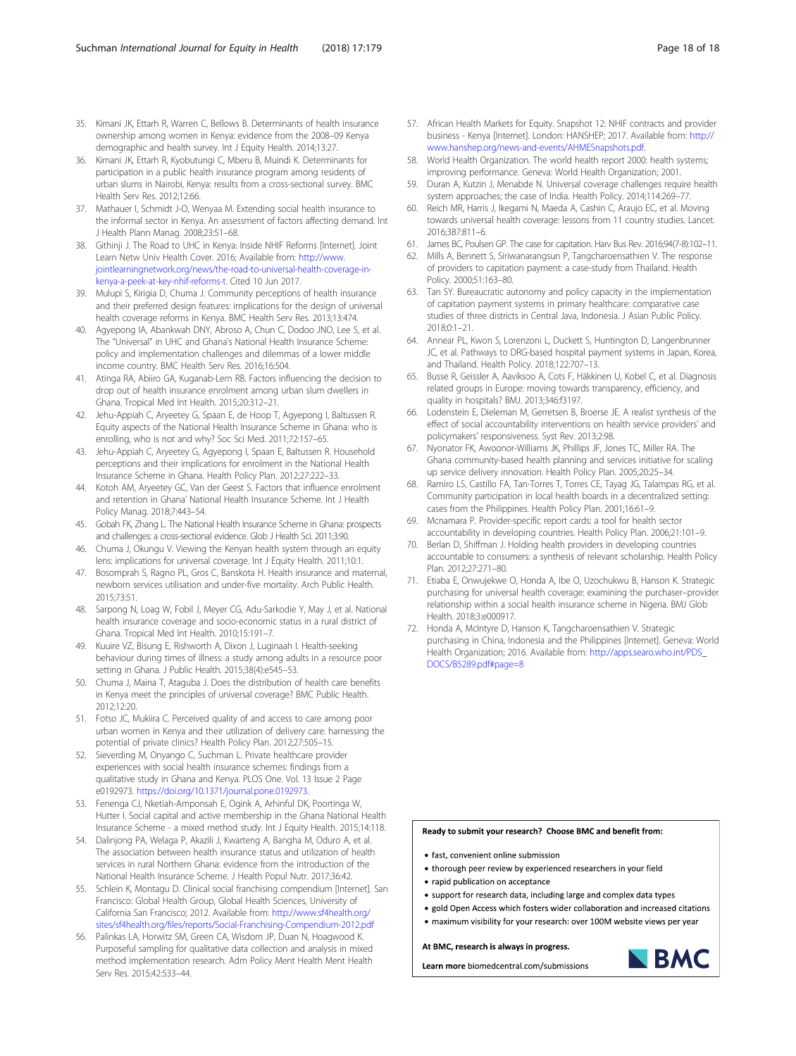35. Kimani JK, Ettarh R, Warren C, Bellows B. Determinants of health insurance ownership among women in Kenya: evidence from the 2008–09 Kenya demographic and health survey. Int J Equity Health. 2014;13:27.
36. Kimani JK, Ettarh R, Kyobutungi C, Mberu B, Muindi K. Determinants for participation in a public health insurance program among residents of urban slums in Nairobi, Kenya: results from a cross-sectional survey. BMC Health Serv Res. 2012;12:66.
37. Mathauer I, Schmidt J-O, Wenyaa M. Extending social health insurance to the informal sector in Kenya. An assessment of factors affecting demand. Int J Health Plann Manag. 2008;23:51–68.
38. Githinji J. The Road to UHC in Kenya: Inside NHIF Reforms [Internet]. Joint Learn Netw Univ Health Cover. 2016; Available from: http://www.jointlearningnetwork.org/news/the-road-to-universal-health-coverage-in-kenya-a-peek-at-key-nhif-reforms-t. Cited 10 Jun 2017.
39. Mulupi S, Kirigia D, Chuma J. Community perceptions of health insurance and their preferred design features: implications for the design of universal health coverage reforms in Kenya. BMC Health Serv Res. 2013;13:474.
40. Agyepong IA, Abankwah DNY, Abroso A, Chun C, Dodoo JNO, Lee S, et al. The "Universal" in UHC and Ghana's National Health Insurance Scheme: policy and implementation challenges and dilemmas of a lower middle income country. BMC Health Serv Res. 2016;16:504.
41. Atinga RA, Abiiro GA, Kuganab-Lem RB. Factors influencing the decision to drop out of health insurance enrolment among urban slum dwellers in Ghana. Tropical Med Int Health. 2015;20:312–21.
42. Jehu-Appiah C, Aryeetey G, Spaan E, de Hoop T, Agyepong I, Baltussen R. Equity aspects of the National Health Insurance Scheme in Ghana: who is enrolling, who is not and why? Soc Sci Med. 2011;72:157–65.
43. Jehu-Appiah C, Aryeetey G, Agyepong I, Spaan E, Baltussen R. Household perceptions and their implications for enrolment in the National Health Insurance Scheme in Ghana. Health Policy Plan. 2012;27:222–33.
44. Kotoh AM, Aryeetey GC, Van der Geest S. Factors that influence enrolment and retention in Ghana' National Health Insurance Scheme. Int J Health Policy Manag. 2018;7:443–54.
45. Gobah FK, Zhang L. The National Health Insurance Scheme in Ghana: prospects and challenges: a cross-sectional evidence. Glob J Health Sci. 2011;3:90.
46. Chuma J, Okungu V. Viewing the Kenyan health system through an equity lens: implications for universal coverage. Int J Equity Health. 2011;10:1.
47. Bosomprah S, Ragno PL, Gros C, Banskota H. Health insurance and maternal, newborn services utilisation and under-five mortality. Arch Public Health. 2015;73:51.
48. Sarpong N, Loag W, Fobil J, Meyer CG, Adu-Sarkodie Y, May J, et al. National health insurance coverage and socio-economic status in a rural district of Ghana. Tropical Med Int Health. 2010;15:191–7.
49. Kuuire VZ, Bisung E, Rishworth A, Dixon J, Luginaah I. Health-seeking behaviour during times of illness: a study among adults in a resource poor setting in Ghana. J Public Health. 2015;38(4):e545–53.
50. Chuma J, Maina T, Ataguba J. Does the distribution of health care benefits in Kenya meet the principles of universal coverage? BMC Public Health. 2012;12:20.
51. Fotso JC, Mukiira C. Perceived quality of and access to care among poor urban women in Kenya and their utilization of delivery care: harnessing the potential of private clinics? Health Policy Plan. 2012;27:505–15.
52. Sieverding M, Onyango C, Suchman L. Private healthcare provider experiences with social health insurance schemes: findings from a qualitative study in Ghana and Kenya. PLOS One. Vol. 13 Issue 2 Page e0192973. https://doi.org/10.1371/journal.pone.0192973.
53. Fenenga CJ, Nketiah-Amponsah E, Ogink A, Arhinful DK, Poortinga W, Hutter I. Social capital and active membership in the Ghana National Health Insurance Scheme - a mixed method study. Int J Equity Health. 2015;14:118.
54. Dalinjong PA, Welaga P, Akazili J, Kwarteng A, Bangha M, Oduro A, et al. The association between health insurance status and utilization of health services in rural Northern Ghana: evidence from the introduction of the National Health Insurance Scheme. J Health Popul Nutr. 2017;36:42.
55. Schlein K, Montagu D. Clinical social franchising compendium [Internet]. San Francisco: Global Health Group, Global Health Sciences, University of California San Francisco; 2012. Available from: http://www.sf4health.org/sites/sf4health.org/files/reports/Social-Franchising-Compendium-2012.pdf
56. Palinkas LA, Horwitz SM, Green CA, Wisdom JP, Duan N, Hoagwood K. Purposeful sampling for qualitative data collection and analysis in mixed method implementation research. Adm Policy Ment Health Ment Health Serv Res. 2015;42:533–44.
57. African Health Markets for Equity. Snapshot 12: NHIF contracts and provider business - Kenya [Internet]. London: HANSHEP; 2017. Available from: http://www.hanshep.org/news-and-events/AHMESnapshots.pdf.
58. World Health Organization. The world health report 2000: health systems; improving performance. Geneva: World Health Organization; 2001.
59. Duran A, Kutzin J, Menabde N. Universal coverage challenges require health system approaches; the case of India. Health Policy. 2014;114:269–77.
60. Reich MR, Harris J, Ikegami N, Maeda A, Cashin C, Araujo EC, et al. Moving towards universal health coverage: lessons from 11 country studies. Lancet. 2016;387:811–6.
61. James BC, Poulsen GP. The case for capitation. Harv Bus Rev. 2016;94(7-8):102–11.
62. Mills A, Bennett S, Siriwanarangsun P, Tangcharoensathien V. The response of providers to capitation payment: a case-study from Thailand. Health Policy. 2000;51:163–80.
63. Tan SY. Bureaucratic autonomy and policy capacity in the implementation of capitation payment systems in primary healthcare: comparative case studies of three districts in Central Java, Indonesia. J Asian Public Policy. 2018;0:1–21.
64. Annear PL, Kwon S, Lorenzoni L, Duckett S, Huntington D, Langenbrunner JC, et al. Pathways to DRG-based hospital payment systems in Japan, Korea, and Thailand. Health Policy. 2018;122:707–13.
65. Busse R, Geissler A, Aaviksoo A, Cots F, Häkkinen U, Kobel C, et al. Diagnosis related groups in Europe: moving towards transparency, efficiency, and quality in hospitals? BMJ. 2013;346:f3197.
66. Lodenstein E, Dieleman M, Gerretsen B, Broerse JE. A realist synthesis of the effect of social accountability interventions on health service providers' and policymakers' responsiveness. Syst Rev. 2013;2:98.
67. Nyonator FK, Awoonor-Williams JK, Phillips JF, Jones TC, Miller RA. The Ghana community-based health planning and services initiative for scaling up service delivery innovation. Health Policy Plan. 2005;20:25–34.
68. Ramiro LS, Castillo FA, Tan-Torres T, Torres CE, Tayag JG, Talampas RG, et al. Community participation in local health boards in a decentralized setting: cases from the Philippines. Health Policy Plan. 2001;16:61–9.
69. Mcnamara P. Provider-specific report cards: a tool for health sector accountability in developing countries. Health Policy Plan. 2006;21:101–9.
70. Berlan D, Shiffman J. Holding health providers in developing countries accountable to consumers: a synthesis of relevant scholarship. Health Policy Plan. 2012;27:271–80.
71. Etiaba E, Onwujekwe O, Honda A, Ibe O, Uzochukwu B, Hanson K. Strategic purchasing for universal health coverage: examining the purchaser–provider relationship within a social health insurance scheme in Nigeria. BMJ Glob Health. 2018;3:e000917.
72. Honda A, McIntyre D, Hanson K, Tangcharoensathien V. Strategic purchasing in China, Indonesia and the Philippines [Internet]. Geneva: World Health Organization; 2016. Available from: http://apps.searo.who.int/PDS_DOCS/B5289.pdf#page=8

**Ready to submit your research? Choose BMC and benefit from:**

- fast, convenient online submission
- thorough peer review by experienced researchers in your field
- rapid publication on acceptance
- support for research data, including large and complex data types
- gold Open Access which fosters wider collaboration and increased citations
- maximum visibility for your research: over 100M website views per year

**At BMC, research is always in progress.**

**Learn more** biomedcentral.com/submissions

BMC